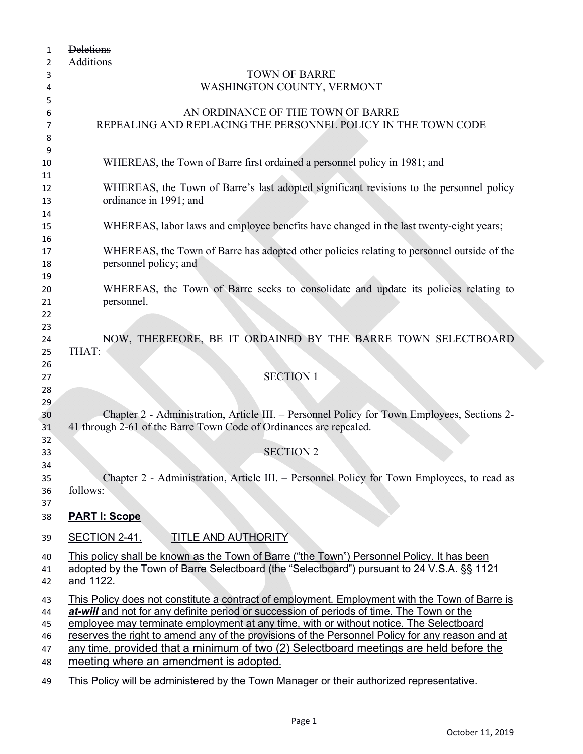~~Deletions~~
<u>Additions</u>

TOWN OF BARRE
WASHINGTON COUNTY, VERMONT

AN ORDINANCE OF THE TOWN OF BARRE
REPEALING AND REPLACING THE PERSONNEL POLICY IN THE TOWN CODE

WHEREAS, the Town of Barre first ordained a personnel policy in 1981; and

WHEREAS, the Town of Barre's last adopted significant revisions to the personnel policy ordinance in 1991; and

WHEREAS, labor laws and employee benefits have changed in the last twenty-eight years;

WHEREAS, the Town of Barre has adopted other policies relating to personnel outside of the personnel policy; and

WHEREAS, the Town of Barre seeks to consolidate and update its policies relating to personnel.

NOW, THEREFORE, BE IT ORDAINED BY THE BARRE TOWN SELECTBOARD THAT:

SECTION 1

Chapter 2 - Administration, Article III. – Personnel Policy for Town Employees, Sections 2-41 through 2-61 of the Barre Town Code of Ordinances are repealed.

SECTION 2

Chapter 2 - Administration, Article III. – Personnel Policy for Town Employees, to read as follows:

**<u>PART I: Scope</u>**

<u>SECTION 2-41. TITLE AND AUTHORITY</u>

<u>This policy shall be known as the Town of Barre ("the Town") Personnel Policy. It has been adopted by the Town of Barre Selectboard (the "Selectboard") pursuant to 24 V.S.A. §§ 1121 and 1122.</u>

<u>This Policy does not constitute a contract of employment. Employment with the Town of Barre is ***at-will*** and not for any definite period or succession of periods of time. The Town or the employee may terminate employment at any time, with or without notice. The Selectboard reserves the right to amend any of the provisions of the Personnel Policy for any reason and at any time, provided that a minimum of two (2) Selectboard meetings are held before the meeting where an amendment is adopted.</u>

<u>This Policy will be administered by the Town Manager or their authorized representative.</u>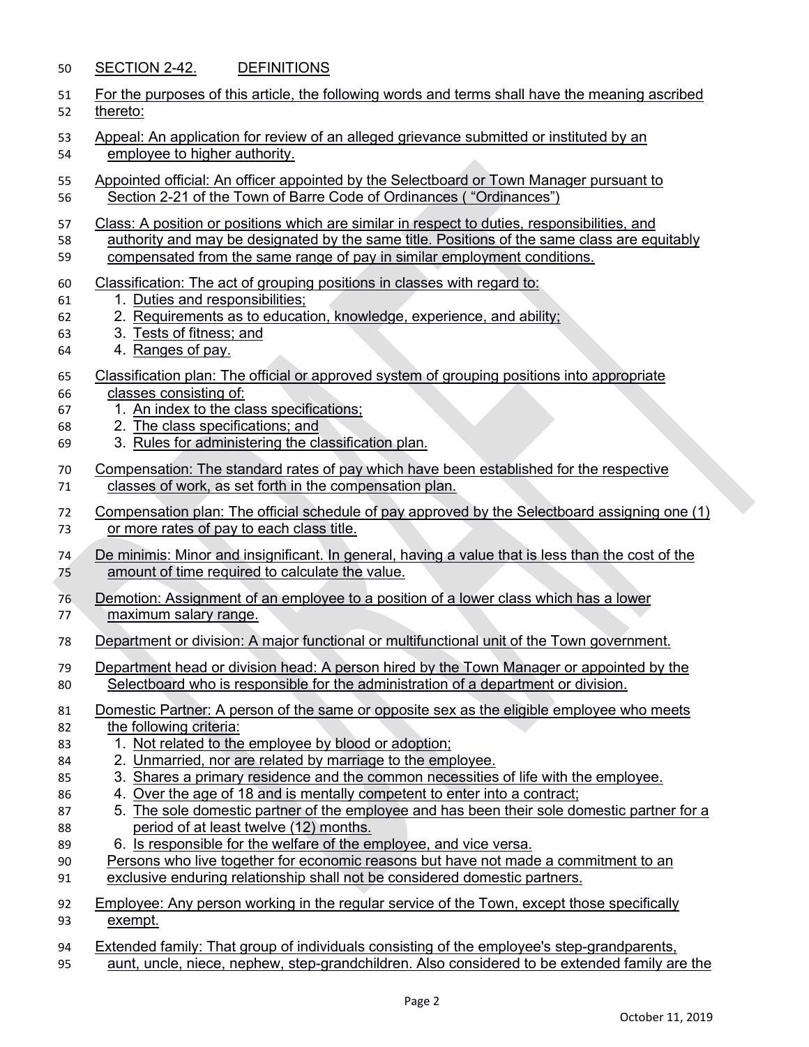## SECTION 2-42. DEFINITIONS

For the purposes of this article, the following words and terms shall have the meaning ascribed thereto:

Appeal: An application for review of an alleged grievance submitted or instituted by an employee to higher authority.

Appointed official: An officer appointed by the Selectboard or Town Manager pursuant to Section 2-21 of the Town of Barre Code of Ordinances ( "Ordinances")

Class: A position or positions which are similar in respect to duties, responsibilities, and authority and may be designated by the same title. Positions of the same class are equitably compensated from the same range of pay in similar employment conditions.

Classification: The act of grouping positions in classes with regard to:
1. Duties and responsibilities;
2. Requirements as to education, knowledge, experience, and ability;
3. Tests of fitness; and
4. Ranges of pay.

Classification plan: The official or approved system of grouping positions into appropriate classes consisting of:
1. An index to the class specifications;
2. The class specifications; and
3. Rules for administering the classification plan.

Compensation: The standard rates of pay which have been established for the respective classes of work, as set forth in the compensation plan.

Compensation plan: The official schedule of pay approved by the Selectboard assigning one (1) or more rates of pay to each class title.

De minimis: Minor and insignificant. In general, having a value that is less than the cost of the amount of time required to calculate the value.

Demotion: Assignment of an employee to a position of a lower class which has a lower maximum salary range.

Department or division: A major functional or multifunctional unit of the Town government.

Department head or division head: A person hired by the Town Manager or appointed by the Selectboard who is responsible for the administration of a department or division.

Domestic Partner: A person of the same or opposite sex as the eligible employee who meets the following criteria:
1. Not related to the employee by blood or adoption;
2. Unmarried, nor are related by marriage to the employee.
3. Shares a primary residence and the common necessities of life with the employee.
4. Over the age of 18 and is mentally competent to enter into a contract;
5. The sole domestic partner of the employee and has been their sole domestic partner for a period of at least twelve (12) months.
6. Is responsible for the welfare of the employee, and vice versa.

Persons who live together for economic reasons but have not made a commitment to an exclusive enduring relationship shall not be considered domestic partners.

Employee: Any person working in the regular service of the Town, except those specifically exempt.

Extended family: That group of individuals consisting of the employee's step-grandparents, aunt, uncle, niece, nephew, step-grandchildren. Also considered to be extended family are the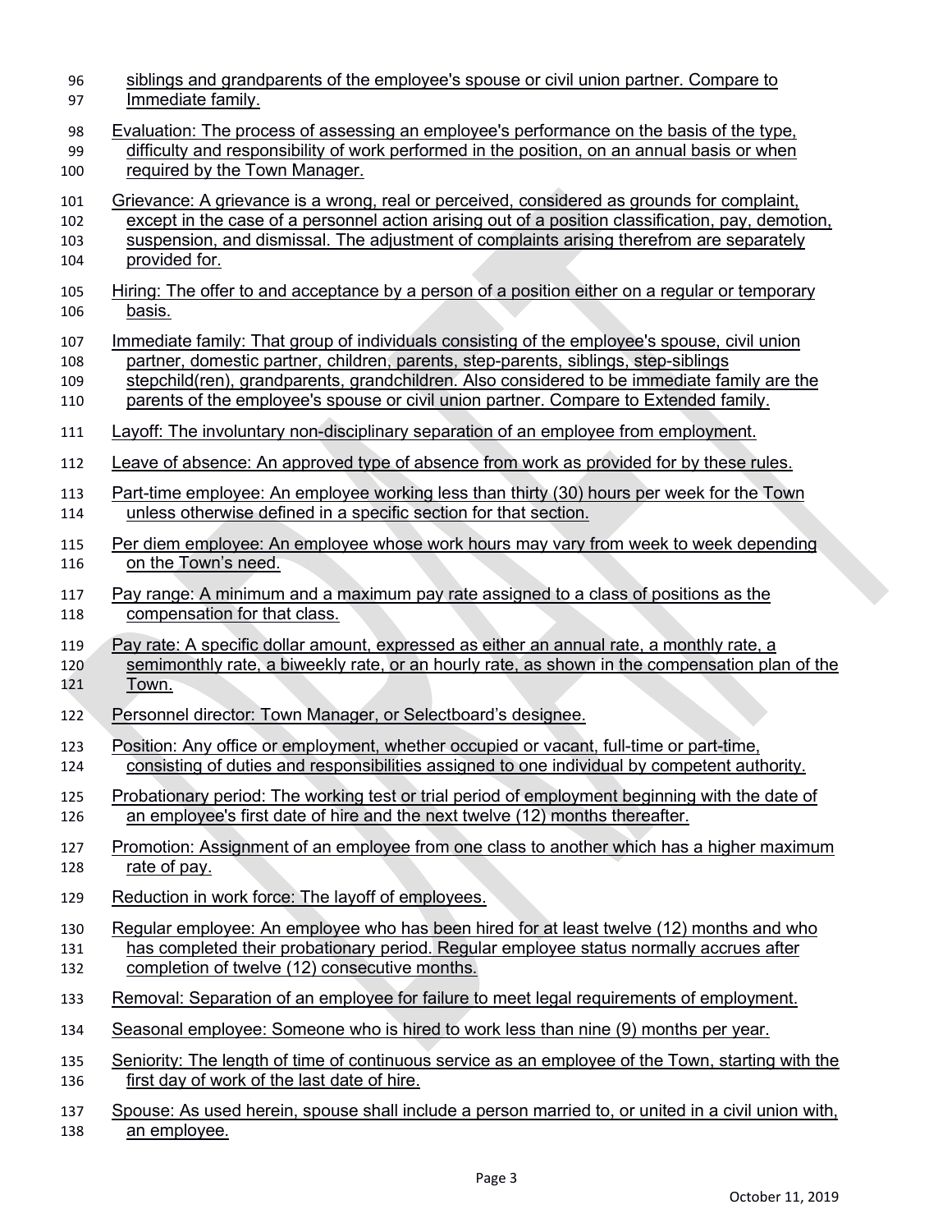siblings and grandparents of the employee's spouse or civil union partner. Compare to Immediate family.

Evaluation: The process of assessing an employee's performance on the basis of the type, difficulty and responsibility of work performed in the position, on an annual basis or when required by the Town Manager.

Grievance: A grievance is a wrong, real or perceived, considered as grounds for complaint, except in the case of a personnel action arising out of a position classification, pay, demotion, suspension, and dismissal. The adjustment of complaints arising therefrom are separately provided for.

Hiring: The offer to and acceptance by a person of a position either on a regular or temporary basis.

Immediate family: That group of individuals consisting of the employee's spouse, civil union partner, domestic partner, children, parents, step-parents, siblings, step-siblings stepchild(ren), grandparents, grandchildren. Also considered to be immediate family are the parents of the employee's spouse or civil union partner. Compare to Extended family.

Layoff: The involuntary non-disciplinary separation of an employee from employment.

Leave of absence: An approved type of absence from work as provided for by these rules.

Part-time employee: An employee working less than thirty (30) hours per week for the Town unless otherwise defined in a specific section for that section.

Per diem employee: An employee whose work hours may vary from week to week depending on the Town's need.

Pay range: A minimum and a maximum pay rate assigned to a class of positions as the compensation for that class.

Pay rate: A specific dollar amount, expressed as either an annual rate, a monthly rate, a semimonthly rate, a biweekly rate, or an hourly rate, as shown in the compensation plan of the Town.

Personnel director: Town Manager, or Selectboard's designee.

Position: Any office or employment, whether occupied or vacant, full-time or part-time, consisting of duties and responsibilities assigned to one individual by competent authority.

Probationary period: The working test or trial period of employment beginning with the date of an employee's first date of hire and the next twelve (12) months thereafter.

Promotion: Assignment of an employee from one class to another which has a higher maximum rate of pay.

Reduction in work force: The layoff of employees.

Regular employee: An employee who has been hired for at least twelve (12) months and who has completed their probationary period. Regular employee status normally accrues after completion of twelve (12) consecutive months.

Removal: Separation of an employee for failure to meet legal requirements of employment.

Seasonal employee: Someone who is hired to work less than nine (9) months per year.

Seniority: The length of time of continuous service as an employee of the Town, starting with the first day of work of the last date of hire.

Spouse: As used herein, spouse shall include a person married to, or united in a civil union with, an employee.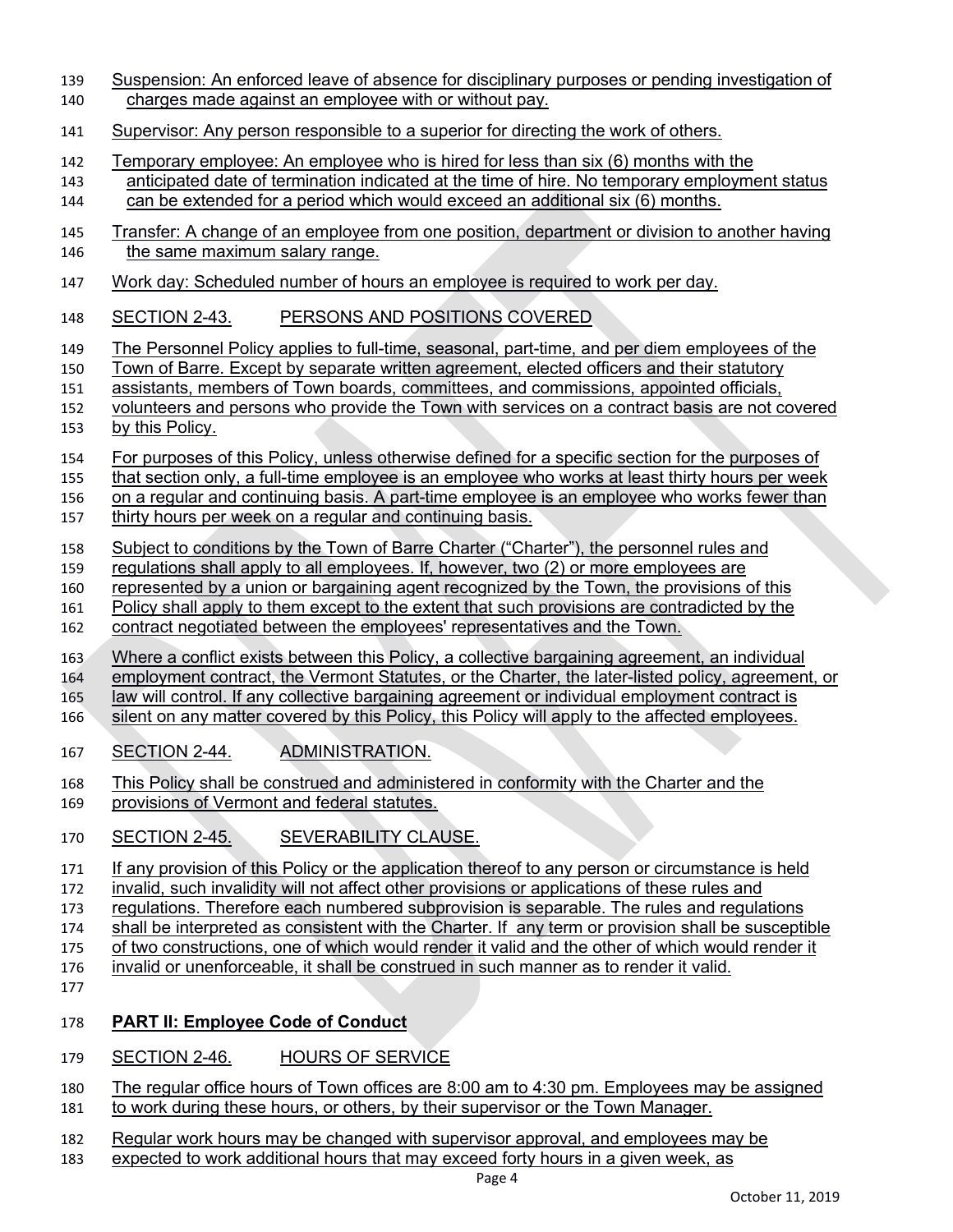Suspension: An enforced leave of absence for disciplinary purposes or pending investigation of charges made against an employee with or without pay.

Supervisor: Any person responsible to a superior for directing the work of others.

Temporary employee: An employee who is hired for less than six (6) months with the anticipated date of termination indicated at the time of hire. No temporary employment status can be extended for a period which would exceed an additional six (6) months.

Transfer: A change of an employee from one position, department or division to another having the same maximum salary range.

Work day: Scheduled number of hours an employee is required to work per day.

## SECTION 2-43. PERSONS AND POSITIONS COVERED

The Personnel Policy applies to full-time, seasonal, part-time, and per diem employees of the Town of Barre. Except by separate written agreement, elected officers and their statutory assistants, members of Town boards, committees, and commissions, appointed officials, volunteers and persons who provide the Town with services on a contract basis are not covered by this Policy.

For purposes of this Policy, unless otherwise defined for a specific section for the purposes of that section only, a full-time employee is an employee who works at least thirty hours per week on a regular and continuing basis. A part-time employee is an employee who works fewer than thirty hours per week on a regular and continuing basis.

Subject to conditions by the Town of Barre Charter ("Charter"), the personnel rules and regulations shall apply to all employees. If, however, two (2) or more employees are represented by a union or bargaining agent recognized by the Town, the provisions of this Policy shall apply to them except to the extent that such provisions are contradicted by the contract negotiated between the employees' representatives and the Town.

Where a conflict exists between this Policy, a collective bargaining agreement, an individual employment contract, the Vermont Statutes, or the Charter, the later-listed policy, agreement, or law will control. If any collective bargaining agreement or individual employment contract is silent on any matter covered by this Policy, this Policy will apply to the affected employees.

## SECTION 2-44. ADMINISTRATION.

This Policy shall be construed and administered in conformity with the Charter and the provisions of Vermont and federal statutes.

## SECTION 2-45. SEVERABILITY CLAUSE.

If any provision of this Policy or the application thereof to any person or circumstance is held invalid, such invalidity will not affect other provisions or applications of these rules and regulations. Therefore each numbered subprovision is separable. The rules and regulations shall be interpreted as consistent with the Charter. If any term or provision shall be susceptible of two constructions, one of which would render it valid and the other of which would render it invalid or unenforceable, it shall be construed in such manner as to render it valid.

# PART II: Employee Code of Conduct

## SECTION 2-46. HOURS OF SERVICE

The regular office hours of Town offices are 8:00 am to 4:30 pm. Employees may be assigned to work during these hours, or others, by their supervisor or the Town Manager.

Regular work hours may be changed with supervisor approval, and employees may be expected to work additional hours that may exceed forty hours in a given week, as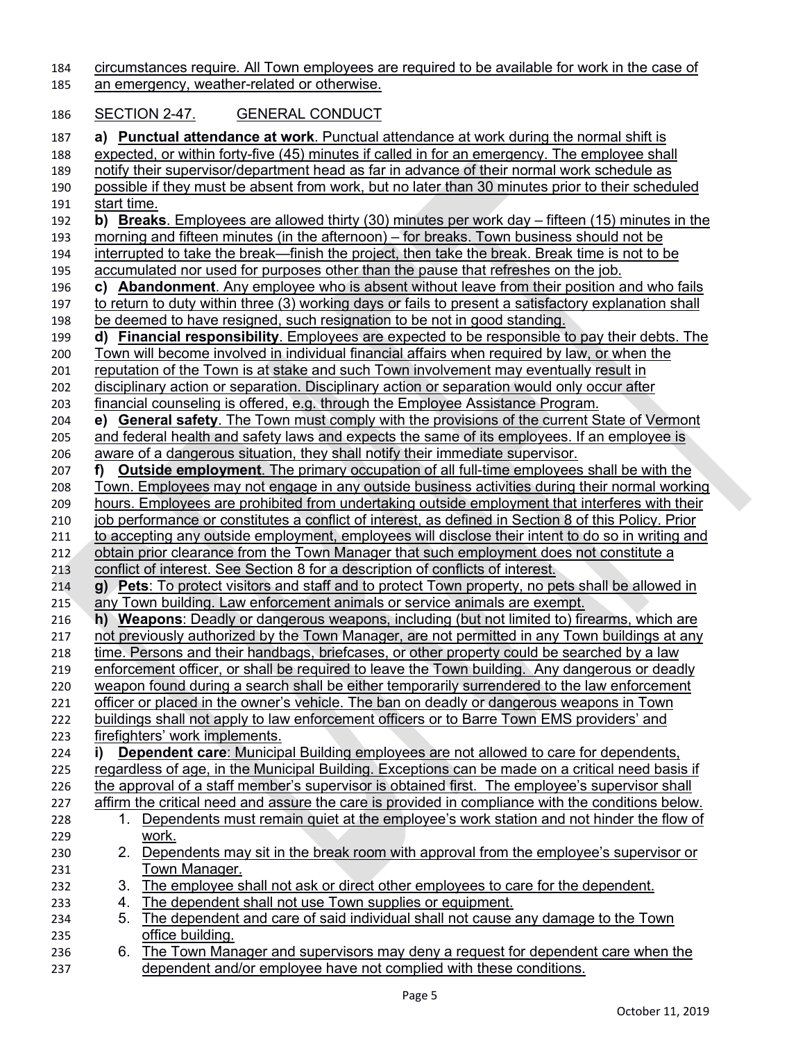circumstances require. All Town employees are required to be available for work in the case of an emergency, weather-related or otherwise.

## SECTION 2-47. GENERAL CONDUCT

**a) Punctual attendance at work**. Punctual attendance at work during the normal shift is expected, or within forty-five (45) minutes if called in for an emergency. The employee shall notify their supervisor/department head as far in advance of their normal work schedule as possible if they must be absent from work, but no later than 30 minutes prior to their scheduled start time.

**b) Breaks**. Employees are allowed thirty (30) minutes per work day – fifteen (15) minutes in the morning and fifteen minutes (in the afternoon) – for breaks. Town business should not be interrupted to take the break—finish the project, then take the break. Break time is not to be accumulated nor used for purposes other than the pause that refreshes on the job.

**c) Abandonment**. Any employee who is absent without leave from their position and who fails to return to duty within three (3) working days or fails to present a satisfactory explanation shall be deemed to have resigned, such resignation to be not in good standing.

**d) Financial responsibility**. Employees are expected to be responsible to pay their debts. The Town will become involved in individual financial affairs when required by law, or when the reputation of the Town is at stake and such Town involvement may eventually result in disciplinary action or separation. Disciplinary action or separation would only occur after financial counseling is offered, e.g. through the Employee Assistance Program.

**e) General safety**. The Town must comply with the provisions of the current State of Vermont and federal health and safety laws and expects the same of its employees. If an employee is aware of a dangerous situation, they shall notify their immediate supervisor.

**f) Outside employment**. The primary occupation of all full-time employees shall be with the Town. Employees may not engage in any outside business activities during their normal working hours. Employees are prohibited from undertaking outside employment that interferes with their job performance or constitutes a conflict of interest, as defined in Section 8 of this Policy. Prior to accepting any outside employment, employees will disclose their intent to do so in writing and obtain prior clearance from the Town Manager that such employment does not constitute a conflict of interest. See Section 8 for a description of conflicts of interest.

**g) Pets**: To protect visitors and staff and to protect Town property, no pets shall be allowed in any Town building. Law enforcement animals or service animals are exempt.

**h) Weapons**: Deadly or dangerous weapons, including (but not limited to) firearms, which are not previously authorized by the Town Manager, are not permitted in any Town buildings at any time. Persons and their handbags, briefcases, or other property could be searched by a law enforcement officer, or shall be required to leave the Town building. Any dangerous or deadly weapon found during a search shall be either temporarily surrendered to the law enforcement officer or placed in the owner's vehicle. The ban on deadly or dangerous weapons in Town buildings shall not apply to law enforcement officers or to Barre Town EMS providers' and firefighters' work implements.

**i) Dependent care**: Municipal Building employees are not allowed to care for dependents, regardless of age, in the Municipal Building. Exceptions can be made on a critical need basis if the approval of a staff member's supervisor is obtained first. The employee's supervisor shall affirm the critical need and assure the care is provided in compliance with the conditions below.

1. Dependents must remain quiet at the employee's work station and not hinder the flow of work.
2. Dependents may sit in the break room with approval from the employee's supervisor or Town Manager.
3. The employee shall not ask or direct other employees to care for the dependent.
4. The dependent shall not use Town supplies or equipment.
5. The dependent and care of said individual shall not cause any damage to the Town office building.
6. The Town Manager and supervisors may deny a request for dependent care when the dependent and/or employee have not complied with these conditions.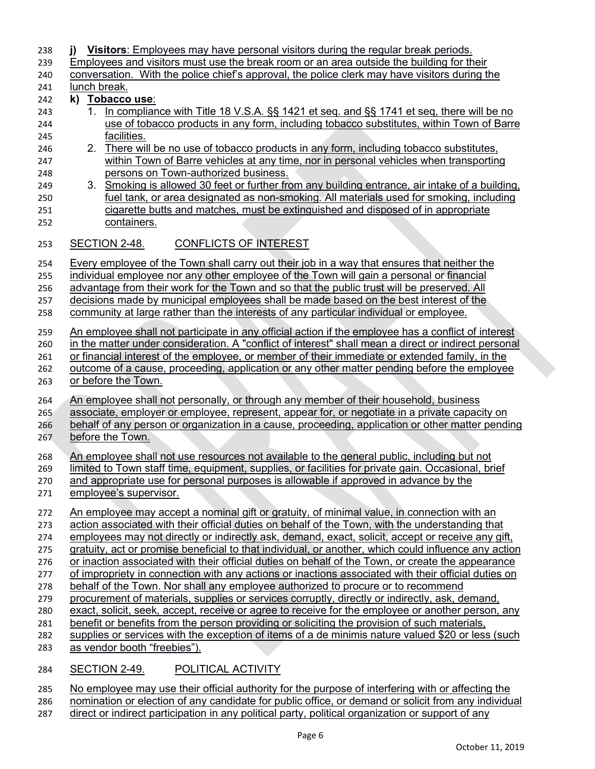**j) Visitors**: Employees may have personal visitors during the regular break periods. Employees and visitors must use the break room or an area outside the building for their conversation. With the police chief's approval, the police clerk may have visitors during the lunch break.

**k) Tobacco use**:

1. In compliance with Title 18 V.S.A. §§ 1421 et seq. and §§ 1741 et seq, there will be no use of tobacco products in any form, including tobacco substitutes, within Town of Barre facilities.
2. There will be no use of tobacco products in any form, including tobacco substitutes, within Town of Barre vehicles at any time, nor in personal vehicles when transporting persons on Town-authorized business.
3. Smoking is allowed 30 feet or further from any building entrance, air intake of a building, fuel tank, or area designated as non-smoking. All materials used for smoking, including cigarette butts and matches, must be extinguished and disposed of in appropriate containers.

## SECTION 2-48. CONFLICTS OF INTEREST

Every employee of the Town shall carry out their job in a way that ensures that neither the individual employee nor any other employee of the Town will gain a personal or financial advantage from their work for the Town and so that the public trust will be preserved. All decisions made by municipal employees shall be made based on the best interest of the community at large rather than the interests of any particular individual or employee.

An employee shall not participate in any official action if the employee has a conflict of interest in the matter under consideration. A "conflict of interest" shall mean a direct or indirect personal or financial interest of the employee, or member of their immediate or extended family, in the outcome of a cause, proceeding, application or any other matter pending before the employee or before the Town.

An employee shall not personally, or through any member of their household, business associate, employer or employee, represent, appear for, or negotiate in a private capacity on behalf of any person or organization in a cause, proceeding, application or other matter pending before the Town.

An employee shall not use resources not available to the general public, including but not limited to Town staff time, equipment, supplies, or facilities for private gain. Occasional, brief and appropriate use for personal purposes is allowable if approved in advance by the employee's supervisor.

An employee may accept a nominal gift or gratuity, of minimal value, in connection with an action associated with their official duties on behalf of the Town, with the understanding that employees may not directly or indirectly ask, demand, exact, solicit, accept or receive any gift, gratuity, act or promise beneficial to that individual, or another, which could influence any action or inaction associated with their official duties on behalf of the Town, or create the appearance of impropriety in connection with any actions or inactions associated with their official duties on behalf of the Town. Nor shall any employee authorized to procure or to recommend procurement of materials, supplies or services corruptly, directly or indirectly, ask, demand, exact, solicit, seek, accept, receive or agree to receive for the employee or another person, any benefit or benefits from the person providing or soliciting the provision of such materials, supplies or services with the exception of items of a de minimis nature valued $20 or less (such as vendor booth "freebies").

## SECTION 2-49. POLITICAL ACTIVITY

No employee may use their official authority for the purpose of interfering with or affecting the nomination or election of any candidate for public office, or demand or solicit from any individual direct or indirect participation in any political party, political organization or support of any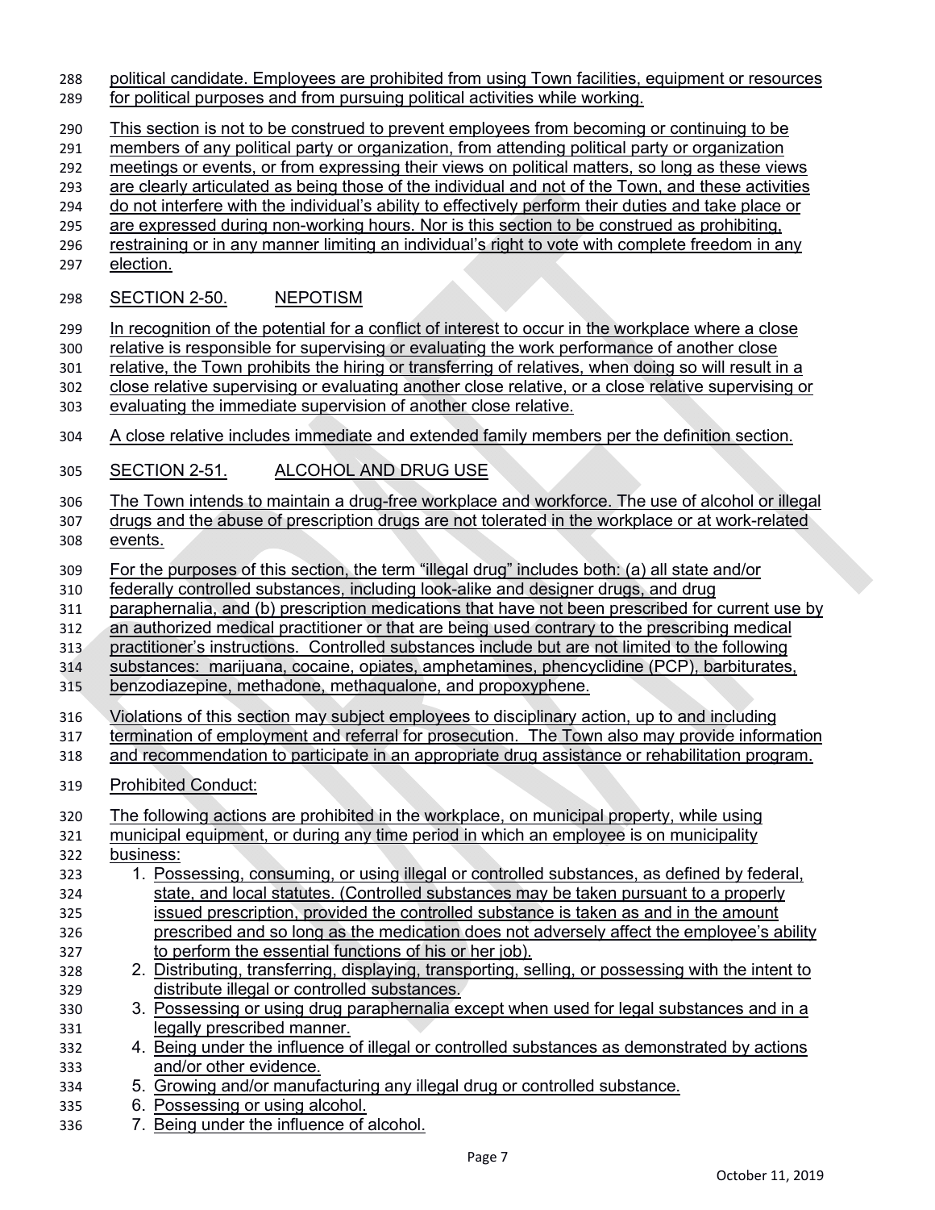political candidate. Employees are prohibited from using Town facilities, equipment or resources for political purposes and from pursuing political activities while working.

This section is not to be construed to prevent employees from becoming or continuing to be members of any political party or organization, from attending political party or organization meetings or events, or from expressing their views on political matters, so long as these views are clearly articulated as being those of the individual and not of the Town, and these activities do not interfere with the individual's ability to effectively perform their duties and take place or are expressed during non-working hours. Nor is this section to be construed as prohibiting, restraining or in any manner limiting an individual's right to vote with complete freedom in any election.

## SECTION 2-50. NEPOTISM

In recognition of the potential for a conflict of interest to occur in the workplace where a close relative is responsible for supervising or evaluating the work performance of another close relative, the Town prohibits the hiring or transferring of relatives, when doing so will result in a close relative supervising or evaluating another close relative, or a close relative supervising or evaluating the immediate supervision of another close relative.

A close relative includes immediate and extended family members per the definition section.

## SECTION 2-51. ALCOHOL AND DRUG USE

The Town intends to maintain a drug-free workplace and workforce. The use of alcohol or illegal drugs and the abuse of prescription drugs are not tolerated in the workplace or at work-related events.

For the purposes of this section, the term "illegal drug" includes both: (a) all state and/or federally controlled substances, including look-alike and designer drugs, and drug paraphernalia, and (b) prescription medications that have not been prescribed for current use by an authorized medical practitioner or that are being used contrary to the prescribing medical practitioner's instructions. Controlled substances include but are not limited to the following substances: marijuana, cocaine, opiates, amphetamines, phencyclidine (PCP), barbiturates, benzodiazepine, methadone, methaqualone, and propoxyphene.

Violations of this section may subject employees to disciplinary action, up to and including termination of employment and referral for prosecution. The Town also may provide information and recommendation to participate in an appropriate drug assistance or rehabilitation program.

Prohibited Conduct:

The following actions are prohibited in the workplace, on municipal property, while using municipal equipment, or during any time period in which an employee is on municipality business:

1. Possessing, consuming, or using illegal or controlled substances, as defined by federal, state, and local statutes. (Controlled substances may be taken pursuant to a properly issued prescription, provided the controlled substance is taken as and in the amount prescribed and so long as the medication does not adversely affect the employee's ability to perform the essential functions of his or her job).
2. Distributing, transferring, displaying, transporting, selling, or possessing with the intent to distribute illegal or controlled substances.
3. Possessing or using drug paraphernalia except when used for legal substances and in a legally prescribed manner.
4. Being under the influence of illegal or controlled substances as demonstrated by actions and/or other evidence.
5. Growing and/or manufacturing any illegal drug or controlled substance.
6. Possessing or using alcohol.
7. Being under the influence of alcohol.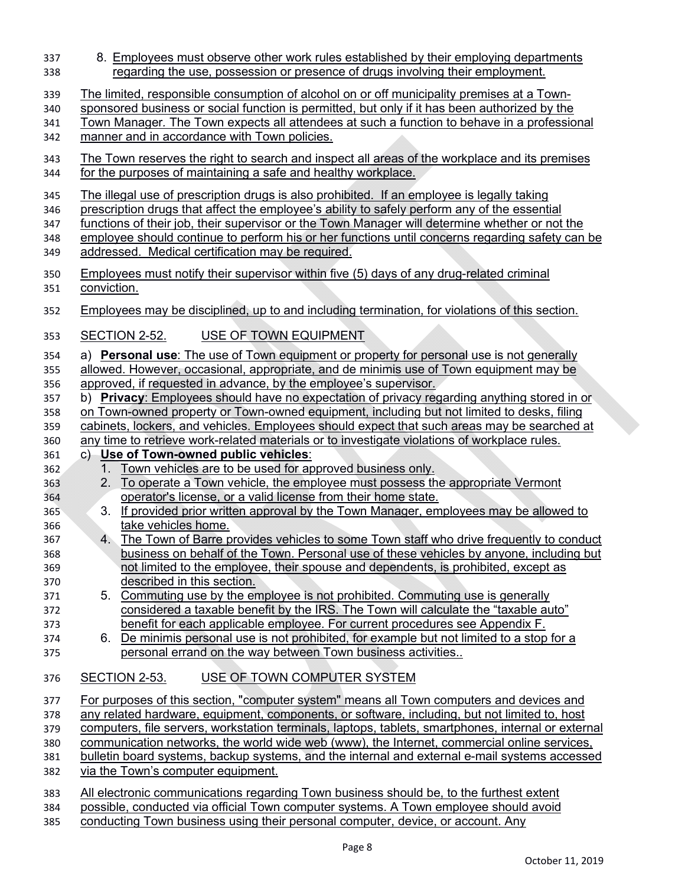8. Employees must observe other work rules established by their employing departments regarding the use, possession or presence of drugs involving their employment.

The limited, responsible consumption of alcohol on or off municipality premises at a Town-sponsored business or social function is permitted, but only if it has been authorized by the Town Manager. The Town expects all attendees at such a function to behave in a professional manner and in accordance with Town policies.

The Town reserves the right to search and inspect all areas of the workplace and its premises for the purposes of maintaining a safe and healthy workplace.

The illegal use of prescription drugs is also prohibited. If an employee is legally taking prescription drugs that affect the employee's ability to safely perform any of the essential functions of their job, their supervisor or the Town Manager will determine whether or not the employee should continue to perform his or her functions until concerns regarding safety can be addressed. Medical certification may be required.

Employees must notify their supervisor within five (5) days of any drug-related criminal conviction.

Employees may be disciplined, up to and including termination, for violations of this section.

## SECTION 2-52. USE OF TOWN EQUIPMENT

a) **Personal use**: The use of Town equipment or property for personal use is not generally allowed. However, occasional, appropriate, and de minimis use of Town equipment may be approved, if requested in advance, by the employee's supervisor.

b) **Privacy**: Employees should have no expectation of privacy regarding anything stored in or on Town-owned property or Town-owned equipment, including but not limited to desks, filing cabinets, lockers, and vehicles. Employees should expect that such areas may be searched at any time to retrieve work-related materials or to investigate violations of workplace rules.

c) **Use of Town-owned public vehicles**:

1. Town vehicles are to be used for approved business only.
2. To operate a Town vehicle, the employee must possess the appropriate Vermont operator's license, or a valid license from their home state.
3. If provided prior written approval by the Town Manager, employees may be allowed to take vehicles home.
4. The Town of Barre provides vehicles to some Town staff who drive frequently to conduct business on behalf of the Town. Personal use of these vehicles by anyone, including but not limited to the employee, their spouse and dependents, is prohibited, except as described in this section.
5. Commuting use by the employee is not prohibited. Commuting use is generally considered a taxable benefit by the IRS. The Town will calculate the "taxable auto" benefit for each applicable employee. For current procedures see Appendix F.
6. De minimis personal use is not prohibited, for example but not limited to a stop for a personal errand on the way between Town business activities..

## SECTION 2-53. USE OF TOWN COMPUTER SYSTEM

For purposes of this section, "computer system" means all Town computers and devices and any related hardware, equipment, components, or software, including, but not limited to, host computers, file servers, workstation terminals, laptops, tablets, smartphones, internal or external communication networks, the world wide web (www), the Internet, commercial online services, bulletin board systems, backup systems, and the internal and external e-mail systems accessed via the Town's computer equipment.

All electronic communications regarding Town business should be, to the furthest extent possible, conducted via official Town computer systems. A Town employee should avoid conducting Town business using their personal computer, device, or account. Any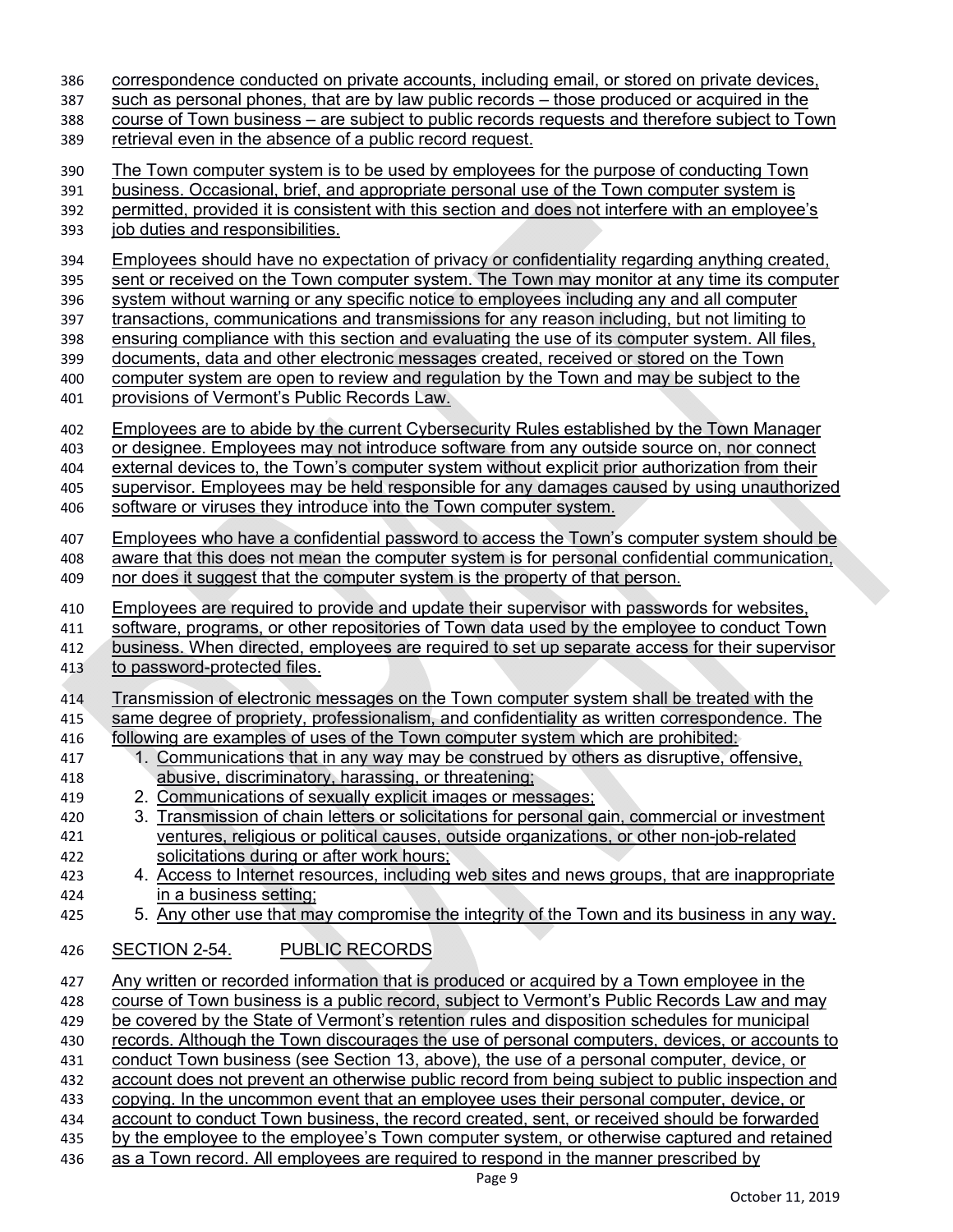correspondence conducted on private accounts, including email, or stored on private devices, such as personal phones, that are by law public records – those produced or acquired in the course of Town business – are subject to public records requests and therefore subject to Town retrieval even in the absence of a public record request.

The Town computer system is to be used by employees for the purpose of conducting Town business. Occasional, brief, and appropriate personal use of the Town computer system is permitted, provided it is consistent with this section and does not interfere with an employee's job duties and responsibilities.

Employees should have no expectation of privacy or confidentiality regarding anything created, sent or received on the Town computer system. The Town may monitor at any time its computer system without warning or any specific notice to employees including any and all computer transactions, communications and transmissions for any reason including, but not limiting to ensuring compliance with this section and evaluating the use of its computer system. All files, documents, data and other electronic messages created, received or stored on the Town computer system are open to review and regulation by the Town and may be subject to the provisions of Vermont's Public Records Law.

Employees are to abide by the current Cybersecurity Rules established by the Town Manager or designee. Employees may not introduce software from any outside source on, nor connect external devices to, the Town's computer system without explicit prior authorization from their supervisor. Employees may be held responsible for any damages caused by using unauthorized software or viruses they introduce into the Town computer system.

Employees who have a confidential password to access the Town's computer system should be aware that this does not mean the computer system is for personal confidential communication, nor does it suggest that the computer system is the property of that person.

Employees are required to provide and update their supervisor with passwords for websites, software, programs, or other repositories of Town data used by the employee to conduct Town business. When directed, employees are required to set up separate access for their supervisor to password-protected files.

Transmission of electronic messages on the Town computer system shall be treated with the same degree of propriety, professionalism, and confidentiality as written correspondence. The following are examples of uses of the Town computer system which are prohibited:

1. Communications that in any way may be construed by others as disruptive, offensive, abusive, discriminatory, harassing, or threatening;
2. Communications of sexually explicit images or messages;
3. Transmission of chain letters or solicitations for personal gain, commercial or investment ventures, religious or political causes, outside organizations, or other non-job-related solicitations during or after work hours;
4. Access to Internet resources, including web sites and news groups, that are inappropriate in a business setting;
5. Any other use that may compromise the integrity of the Town and its business in any way.

## SECTION 2-54. PUBLIC RECORDS

Any written or recorded information that is produced or acquired by a Town employee in the course of Town business is a public record, subject to Vermont's Public Records Law and may be covered by the State of Vermont's retention rules and disposition schedules for municipal records. Although the Town discourages the use of personal computers, devices, or accounts to conduct Town business (see Section 13, above), the use of a personal computer, device, or account does not prevent an otherwise public record from being subject to public inspection and copying. In the uncommon event that an employee uses their personal computer, device, or account to conduct Town business, the record created, sent, or received should be forwarded by the employee to the employee's Town computer system, or otherwise captured and retained as a Town record. All employees are required to respond in the manner prescribed by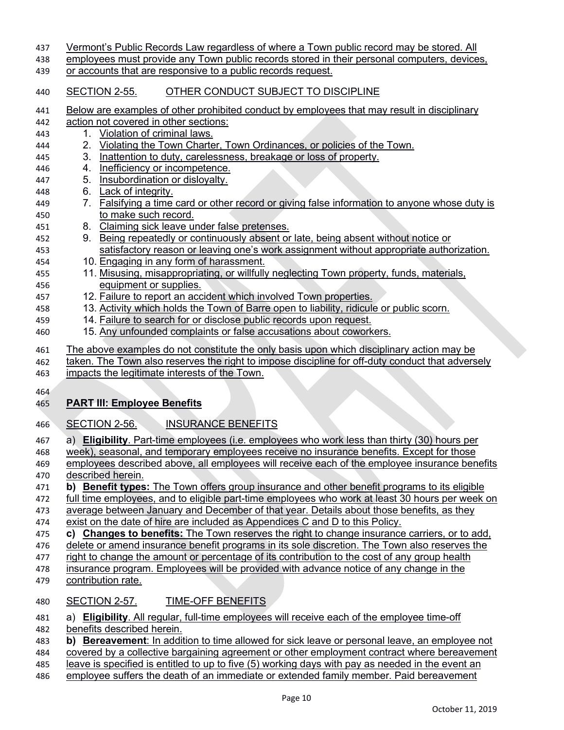Vermont's Public Records Law regardless of where a Town public record may be stored. All employees must provide any Town public records stored in their personal computers, devices, or accounts that are responsive to a public records request.

## SECTION 2-55. OTHER CONDUCT SUBJECT TO DISCIPLINE

Below are examples of other prohibited conduct by employees that may result in disciplinary action not covered in other sections:

1. Violation of criminal laws.
2. Violating the Town Charter, Town Ordinances, or policies of the Town.
3. Inattention to duty, carelessness, breakage or loss of property.
4. Inefficiency or incompetence.
5. Insubordination or disloyalty.
6. Lack of integrity.
7. Falsifying a time card or other record or giving false information to anyone whose duty is to make such record.
8. Claiming sick leave under false pretenses.
9. Being repeatedly or continuously absent or late, being absent without notice or satisfactory reason or leaving one's work assignment without appropriate authorization.
10. Engaging in any form of harassment.
11. Misusing, misappropriating, or willfully neglecting Town property, funds, materials, equipment or supplies.
12. Failure to report an accident which involved Town properties.
13. Activity which holds the Town of Barre open to liability, ridicule or public scorn.
14. Failure to search for or disclose public records upon request.
15. Any unfounded complaints or false accusations about coworkers.

The above examples do not constitute the only basis upon which disciplinary action may be taken. The Town also reserves the right to impose discipline for off-duty conduct that adversely impacts the legitimate interests of the Town.

# PART III: Employee Benefits

## SECTION 2-56. INSURANCE BENEFITS

a) **Eligibility**. Part-time employees (i.e. employees who work less than thirty (30) hours per week), seasonal, and temporary employees receive no insurance benefits. Except for those employees described above, all employees will receive each of the employee insurance benefits described herein.

**b) Benefit types:** The Town offers group insurance and other benefit programs to its eligible full time employees, and to eligible part-time employees who work at least 30 hours per week on average between January and December of that year. Details about those benefits, as they exist on the date of hire are included as Appendices C and D to this Policy.

**c) Changes to benefits:** The Town reserves the right to change insurance carriers, or to add, delete or amend insurance benefit programs in its sole discretion. The Town also reserves the right to change the amount or percentage of its contribution to the cost of any group health insurance program. Employees will be provided with advance notice of any change in the contribution rate.

## SECTION 2-57. TIME-OFF BENEFITS

a) **Eligibility**. All regular, full-time employees will receive each of the employee time-off benefits described herein.

**b) Bereavement**: In addition to time allowed for sick leave or personal leave, an employee not covered by a collective bargaining agreement or other employment contract where bereavement leave is specified is entitled to up to five (5) working days with pay as needed in the event an employee suffers the death of an immediate or extended family member. Paid bereavement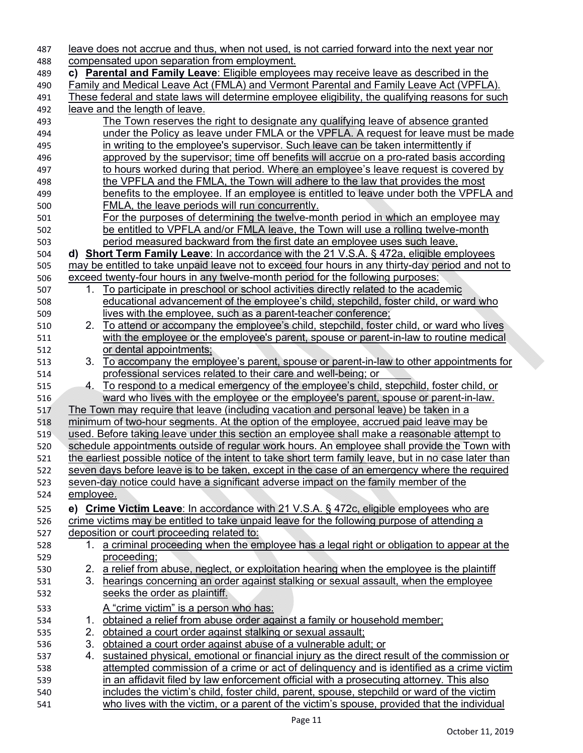leave does not accrue and thus, when not used, is not carried forward into the next year nor compensated upon separation from employment.

**c) Parental and Family Leave**: Eligible employees may receive leave as described in the Family and Medical Leave Act (FMLA) and Vermont Parental and Family Leave Act (VPFLA). These federal and state laws will determine employee eligibility, the qualifying reasons for such leave and the length of leave.

The Town reserves the right to designate any qualifying leave of absence granted under the Policy as leave under FMLA or the VPFLA. A request for leave must be made in writing to the employee's supervisor. Such leave can be taken intermittently if approved by the supervisor; time off benefits will accrue on a pro-rated basis according to hours worked during that period. Where an employee's leave request is covered by the VPFLA and the FMLA, the Town will adhere to the law that provides the most benefits to the employee. If an employee is entitled to leave under both the VPFLA and FMLA, the leave periods will run concurrently.

For the purposes of determining the twelve-month period in which an employee may be entitled to VPFLA and/or FMLA leave, the Town will use a rolling twelve-month period measured backward from the first date an employee uses such leave.

**d) Short Term Family Leave**: In accordance with the 21 V.S.A. § 472a, eligible employees may be entitled to take unpaid leave not to exceed four hours in any thirty-day period and not to exceed twenty-four hours in any twelve-month period for the following purposes:

1. To participate in preschool or school activities directly related to the academic educational advancement of the employee's child, stepchild, foster child, or ward who lives with the employee, such as a parent-teacher conference;
2. To attend or accompany the employee's child, stepchild, foster child, or ward who lives with the employee or the employee's parent, spouse or parent-in-law to routine medical or dental appointments;
3. To accompany the employee's parent, spouse or parent-in-law to other appointments for professional services related to their care and well-being; or
4. To respond to a medical emergency of the employee's child, stepchild, foster child, or ward who lives with the employee or the employee's parent, spouse or parent-in-law.

The Town may require that leave (including vacation and personal leave) be taken in a minimum of two-hour segments. At the option of the employee, accrued paid leave may be used. Before taking leave under this section an employee shall make a reasonable attempt to schedule appointments outside of regular work hours. An employee shall provide the Town with the earliest possible notice of the intent to take short term family leave, but in no case later than seven days before leave is to be taken, except in the case of an emergency where the required seven-day notice could have a significant adverse impact on the family member of the employee.

**e) Crime Victim Leave**: In accordance with 21 V.S.A. § 472c, eligible employees who are crime victims may be entitled to take unpaid leave for the following purpose of attending a deposition or court proceeding related to:

1. a criminal proceeding when the employee has a legal right or obligation to appear at the proceeding;
2. a relief from abuse, neglect, or exploitation hearing when the employee is the plaintiff
3. hearings concerning an order against stalking or sexual assault, when the employee seeks the order as plaintiff.

A "crime victim" is a person who has:

1. obtained a relief from abuse order against a family or household member;
2. obtained a court order against stalking or sexual assault;
3. obtained a court order against abuse of a vulnerable adult; or
4. sustained physical, emotional or financial injury as the direct result of the commission or attempted commission of a crime or act of delinquency and is identified as a crime victim in an affidavit filed by law enforcement official with a prosecuting attorney. This also includes the victim's child, foster child, parent, spouse, stepchild or ward of the victim who lives with the victim, or a parent of the victim's spouse, provided that the individual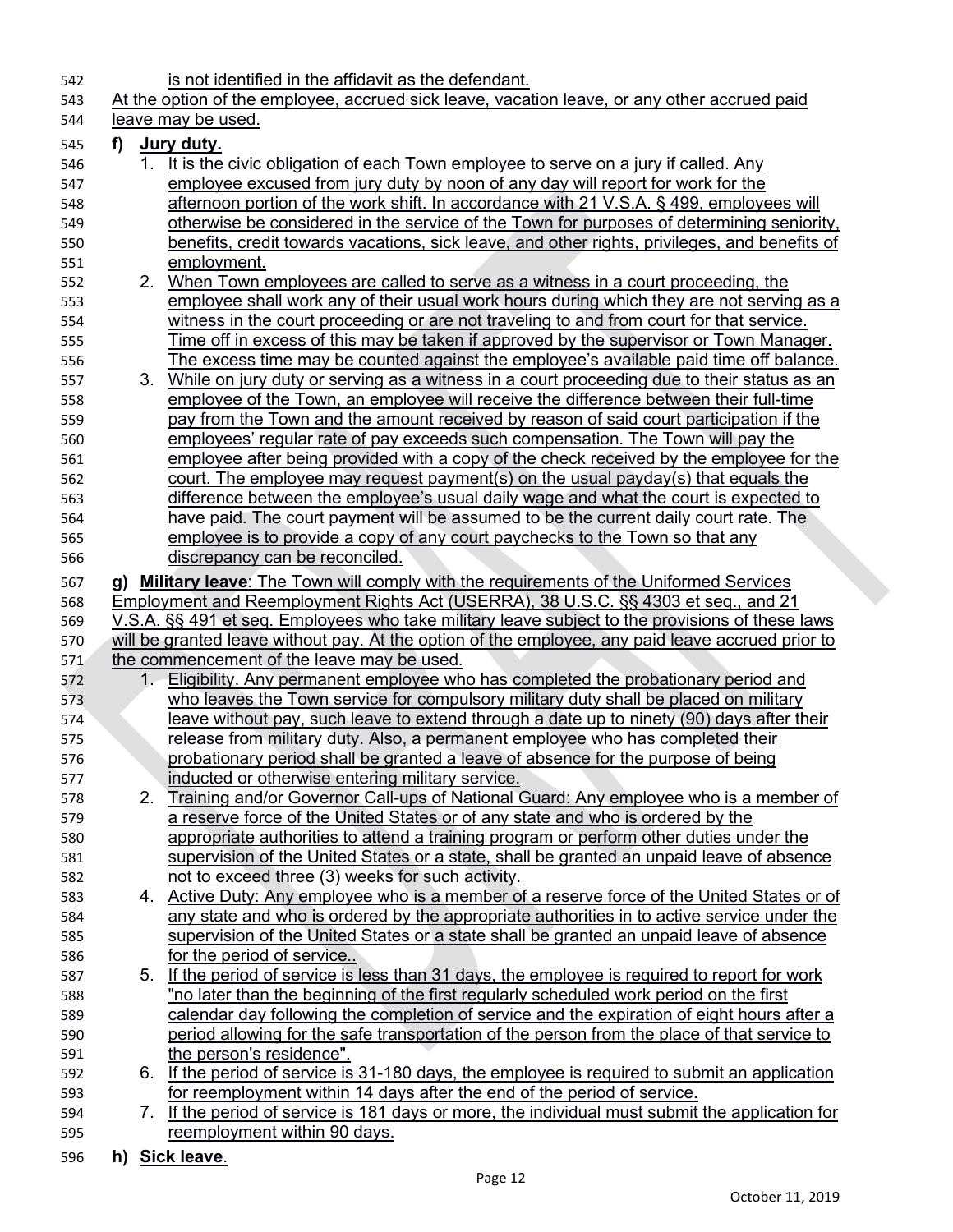is not identified in the affidavit as the defendant.

At the option of the employee, accrued sick leave, vacation leave, or any other accrued paid leave may be used.

**f) Jury duty.**

1. It is the civic obligation of each Town employee to serve on a jury if called. Any employee excused from jury duty by noon of any day will report for work for the afternoon portion of the work shift. In accordance with 21 V.S.A. § 499, employees will otherwise be considered in the service of the Town for purposes of determining seniority, benefits, credit towards vacations, sick leave, and other rights, privileges, and benefits of employment.
2. When Town employees are called to serve as a witness in a court proceeding, the employee shall work any of their usual work hours during which they are not serving as a witness in the court proceeding or are not traveling to and from court for that service. Time off in excess of this may be taken if approved by the supervisor or Town Manager. The excess time may be counted against the employee's available paid time off balance.
3. While on jury duty or serving as a witness in a court proceeding due to their status as an employee of the Town, an employee will receive the difference between their full-time pay from the Town and the amount received by reason of said court participation if the employees' regular rate of pay exceeds such compensation. The Town will pay the employee after being provided with a copy of the check received by the employee for the court. The employee may request payment(s) on the usual payday(s) that equals the difference between the employee's usual daily wage and what the court is expected to have paid. The court payment will be assumed to be the current daily court rate. The employee is to provide a copy of any court paychecks to the Town so that any discrepancy can be reconciled.

**g) Military leave**: The Town will comply with the requirements of the Uniformed Services Employment and Reemployment Rights Act (USERRA), 38 U.S.C. §§ 4303 et seq., and 21 V.S.A. §§ 491 et seq. Employees who take military leave subject to the provisions of these laws will be granted leave without pay. At the option of the employee, any paid leave accrued prior to the commencement of the leave may be used.

1. Eligibility. Any permanent employee who has completed the probationary period and who leaves the Town service for compulsory military duty shall be placed on military leave without pay, such leave to extend through a date up to ninety (90) days after their release from military duty. Also, a permanent employee who has completed their probationary period shall be granted a leave of absence for the purpose of being inducted or otherwise entering military service.
2. Training and/or Governor Call-ups of National Guard: Any employee who is a member of a reserve force of the United States or of any state and who is ordered by the appropriate authorities to attend a training program or perform other duties under the supervision of the United States or a state, shall be granted an unpaid leave of absence not to exceed three (3) weeks for such activity.

4. Active Duty: Any employee who is a member of a reserve force of the United States or of any state and who is ordered by the appropriate authorities in to active service under the supervision of the United States or a state shall be granted an unpaid leave of absence for the period of service..
5. If the period of service is less than 31 days, the employee is required to report for work "no later than the beginning of the first regularly scheduled work period on the first calendar day following the completion of service and the expiration of eight hours after a period allowing for the safe transportation of the person from the place of that service to the person's residence".
6. If the period of service is 31-180 days, the employee is required to submit an application for reemployment within 14 days after the end of the period of service.
7. If the period of service is 181 days or more, the individual must submit the application for reemployment within 90 days.

**h) Sick leave**.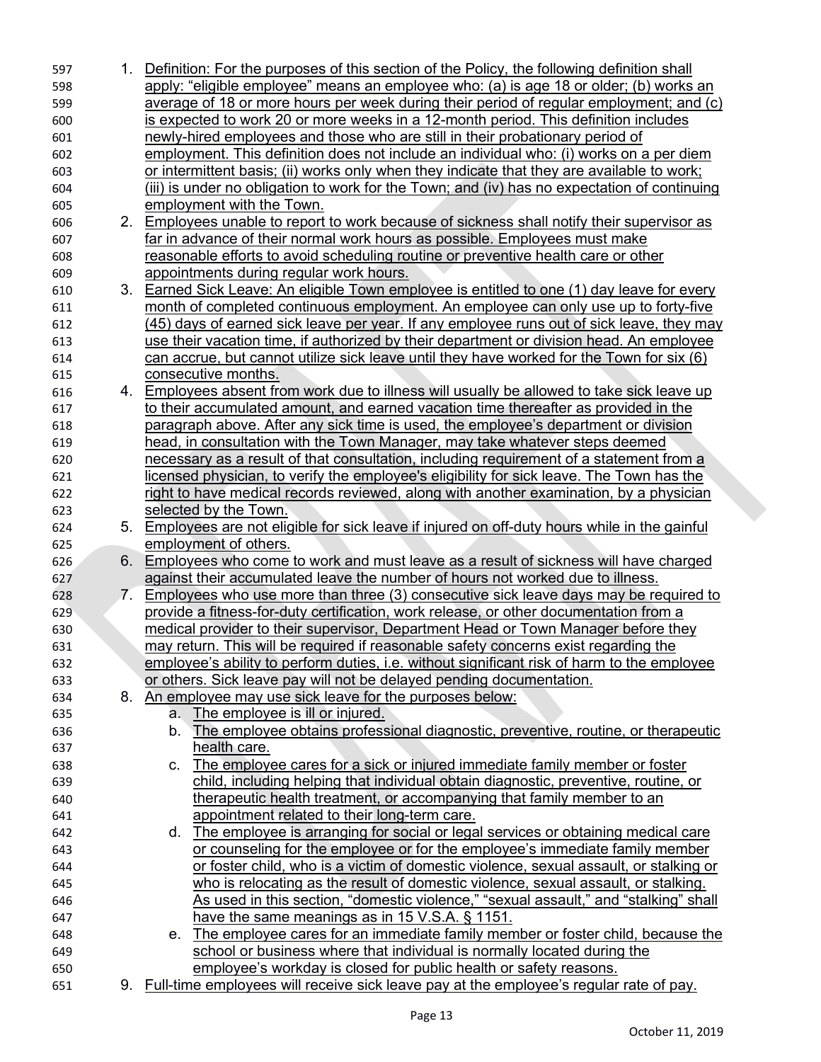1. Definition: For the purposes of this section of the Policy, the following definition shall apply: "eligible employee" means an employee who: (a) is age 18 or older; (b) works an average of 18 or more hours per week during their period of regular employment; and (c) is expected to work 20 or more weeks in a 12-month period. This definition includes newly-hired employees and those who are still in their probationary period of employment. This definition does not include an individual who: (i) works on a per diem or intermittent basis; (ii) works only when they indicate that they are available to work; (iii) is under no obligation to work for the Town; and (iv) has no expectation of continuing employment with the Town.
2. Employees unable to report to work because of sickness shall notify their supervisor as far in advance of their normal work hours as possible. Employees must make reasonable efforts to avoid scheduling routine or preventive health care or other appointments during regular work hours.
3. Earned Sick Leave: An eligible Town employee is entitled to one (1) day leave for every month of completed continuous employment. An employee can only use up to forty-five (45) days of earned sick leave per year. If any employee runs out of sick leave, they may use their vacation time, if authorized by their department or division head. An employee can accrue, but cannot utilize sick leave until they have worked for the Town for six (6) consecutive months.
4. Employees absent from work due to illness will usually be allowed to take sick leave up to their accumulated amount, and earned vacation time thereafter as provided in the paragraph above. After any sick time is used, the employee's department or division head, in consultation with the Town Manager, may take whatever steps deemed necessary as a result of that consultation, including requirement of a statement from a licensed physician, to verify the employee's eligibility for sick leave. The Town has the right to have medical records reviewed, along with another examination, by a physician selected by the Town.
5. Employees are not eligible for sick leave if injured on off-duty hours while in the gainful employment of others.
6. Employees who come to work and must leave as a result of sickness will have charged against their accumulated leave the number of hours not worked due to illness.
7. Employees who use more than three (3) consecutive sick leave days may be required to provide a fitness-for-duty certification, work release, or other documentation from a medical provider to their supervisor, Department Head or Town Manager before they may return. This will be required if reasonable safety concerns exist regarding the employee's ability to perform duties, i.e. without significant risk of harm to the employee or others. Sick leave pay will not be delayed pending documentation.
8. An employee may use sick leave for the purposes below:
   a. The employee is ill or injured.
   b. The employee obtains professional diagnostic, preventive, routine, or therapeutic health care.
   c. The employee cares for a sick or injured immediate family member or foster child, including helping that individual obtain diagnostic, preventive, routine, or therapeutic health treatment, or accompanying that family member to an appointment related to their long-term care.
   d. The employee is arranging for social or legal services or obtaining medical care or counseling for the employee or for the employee's immediate family member or foster child, who is a victim of domestic violence, sexual assault, or stalking or who is relocating as the result of domestic violence, sexual assault, or stalking. As used in this section, "domestic violence," "sexual assault," and "stalking" shall have the same meanings as in 15 V.S.A. § 1151.
   e. The employee cares for an immediate family member or foster child, because the school or business where that individual is normally located during the employee's workday is closed for public health or safety reasons.
9. Full-time employees will receive sick leave pay at the employee's regular rate of pay.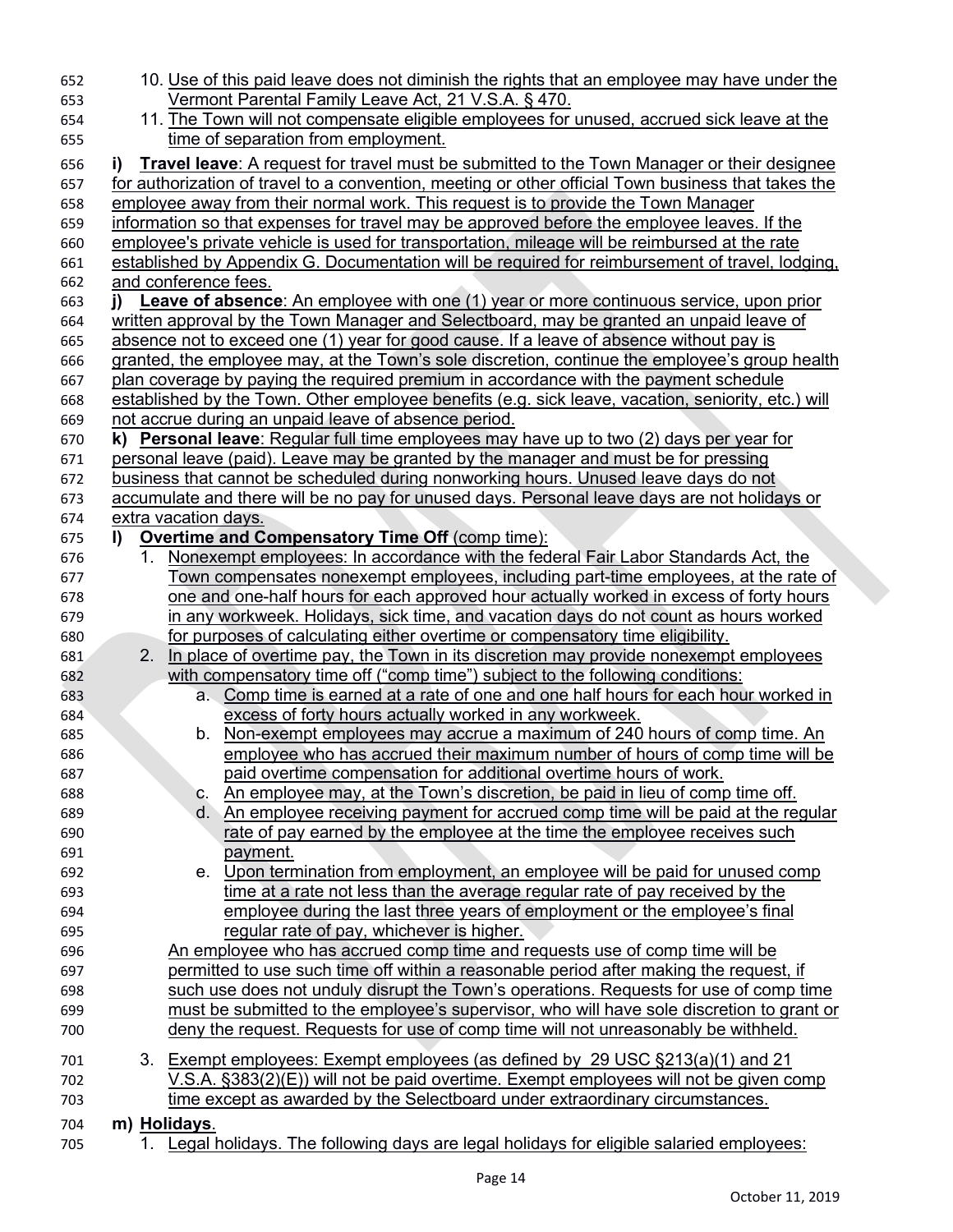10. Use of this paid leave does not diminish the rights that an employee may have under the Vermont Parental Family Leave Act, 21 V.S.A. § 470.
11. The Town will not compensate eligible employees for unused, accrued sick leave at the time of separation from employment.

**i) Travel leave**: A request for travel must be submitted to the Town Manager or their designee for authorization of travel to a convention, meeting or other official Town business that takes the employee away from their normal work. This request is to provide the Town Manager information so that expenses for travel may be approved before the employee leaves. If the employee's private vehicle is used for transportation, mileage will be reimbursed at the rate established by Appendix G. Documentation will be required for reimbursement of travel, lodging, and conference fees.

**j) Leave of absence**: An employee with one (1) year or more continuous service, upon prior written approval by the Town Manager and Selectboard, may be granted an unpaid leave of absence not to exceed one (1) year for good cause. If a leave of absence without pay is granted, the employee may, at the Town's sole discretion, continue the employee's group health plan coverage by paying the required premium in accordance with the payment schedule established by the Town. Other employee benefits (e.g. sick leave, vacation, seniority, etc.) will not accrue during an unpaid leave of absence period.

**k) Personal leave**: Regular full time employees may have up to two (2) days per year for personal leave (paid). Leave may be granted by the manager and must be for pressing business that cannot be scheduled during nonworking hours. Unused leave days do not accumulate and there will be no pay for unused days. Personal leave days are not holidays or extra vacation days.

**l) Overtime and Compensatory Time Off** (comp time):

1. Nonexempt employees: In accordance with the federal Fair Labor Standards Act, the Town compensates nonexempt employees, including part-time employees, at the rate of one and one-half hours for each approved hour actually worked in excess of forty hours in any workweek. Holidays, sick time, and vacation days do not count as hours worked for purposes of calculating either overtime or compensatory time eligibility.
2. In place of overtime pay, the Town in its discretion may provide nonexempt employees with compensatory time off ("comp time") subject to the following conditions:
   a. Comp time is earned at a rate of one and one half hours for each hour worked in excess of forty hours actually worked in any workweek.
   b. Non-exempt employees may accrue a maximum of 240 hours of comp time. An employee who has accrued their maximum number of hours of comp time will be paid overtime compensation for additional overtime hours of work.
   c. An employee may, at the Town's discretion, be paid in lieu of comp time off.
   d. An employee receiving payment for accrued comp time will be paid at the regular rate of pay earned by the employee at the time the employee receives such payment.
   e. Upon termination from employment, an employee will be paid for unused comp time at a rate not less than the average regular rate of pay received by the employee during the last three years of employment or the employee's final regular rate of pay, whichever is higher.

   An employee who has accrued comp time and requests use of comp time will be permitted to use such time off within a reasonable period after making the request, if such use does not unduly disrupt the Town's operations. Requests for use of comp time must be submitted to the employee's supervisor, who will have sole discretion to grant or deny the request. Requests for use of comp time will not unreasonably be withheld.

3. Exempt employees: Exempt employees (as defined by 29 USC §213(a)(1) and 21 V.S.A. §383(2)(E)) will not be paid overtime. Exempt employees will not be given comp time except as awarded by the Selectboard under extraordinary circumstances.

**m) Holidays**.

1. Legal holidays. The following days are legal holidays for eligible salaried employees: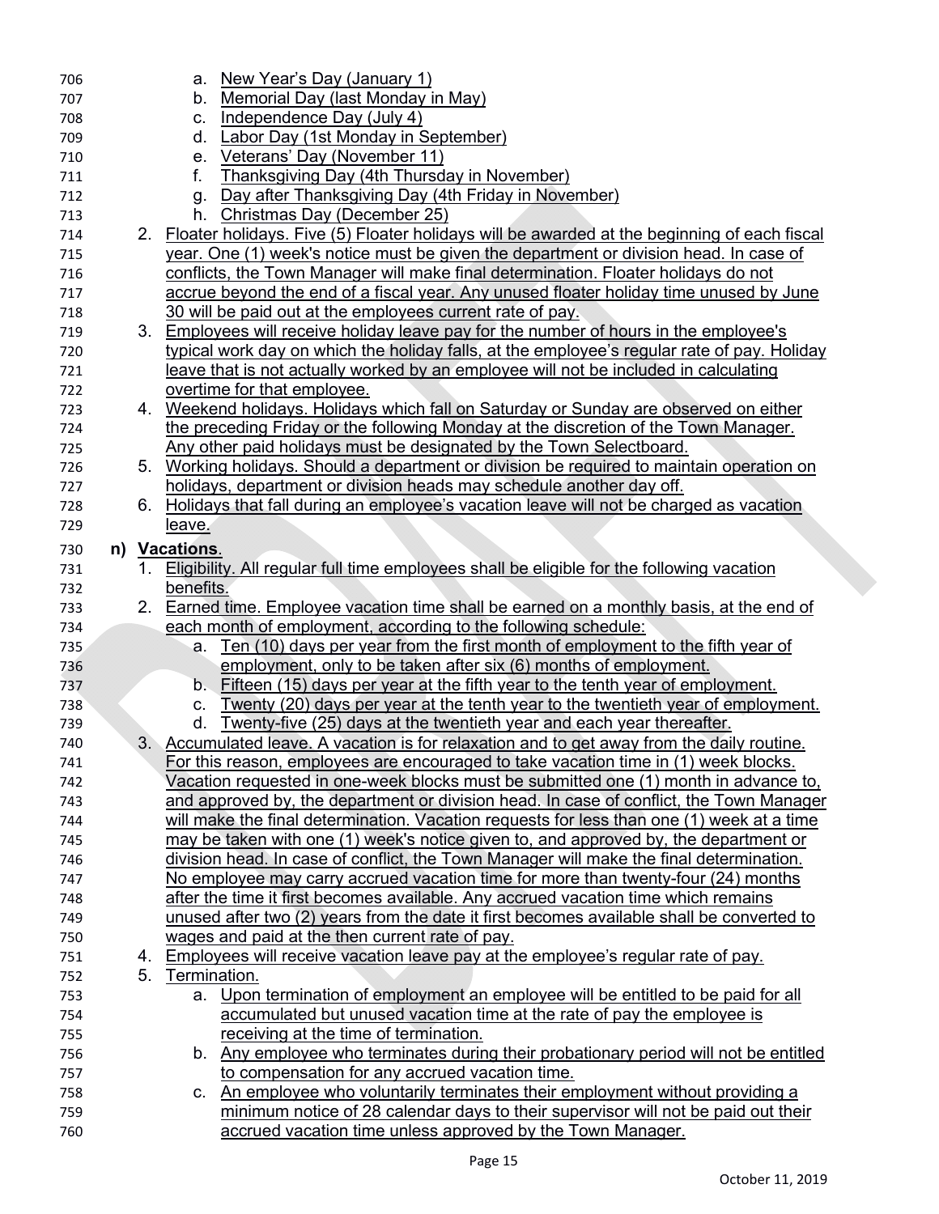a. New Year's Day (January 1)
   b. Memorial Day (last Monday in May)
   c. Independence Day (July 4)
   d. Labor Day (1st Monday in September)
   e. Veterans' Day (November 11)
   f. Thanksgiving Day (4th Thursday in November)
   g. Day after Thanksgiving Day (4th Friday in November)
   h. Christmas Day (December 25)

2. Floater holidays. Five (5) Floater holidays will be awarded at the beginning of each fiscal year. One (1) week's notice must be given the department or division head. In case of conflicts, the Town Manager will make final determination. Floater holidays do not accrue beyond the end of a fiscal year. Any unused floater holiday time unused by June 30 will be paid out at the employees current rate of pay.
3. Employees will receive holiday leave pay for the number of hours in the employee's typical work day on which the holiday falls, at the employee's regular rate of pay. Holiday leave that is not actually worked by an employee will not be included in calculating overtime for that employee.
4. Weekend holidays. Holidays which fall on Saturday or Sunday are observed on either the preceding Friday or the following Monday at the discretion of the Town Manager. Any other paid holidays must be designated by the Town Selectboard.
5. Working holidays. Should a department or division be required to maintain operation on holidays, department or division heads may schedule another day off.
6. Holidays that fall during an employee's vacation leave will not be charged as vacation leave.

**n) Vacations**.

1. Eligibility. All regular full time employees shall be eligible for the following vacation benefits.
2. Earned time. Employee vacation time shall be earned on a monthly basis, at the end of each month of employment, according to the following schedule:
   a. Ten (10) days per year from the first month of employment to the fifth year of employment, only to be taken after six (6) months of employment.
   b. Fifteen (15) days per year at the fifth year to the tenth year of employment.
   c. Twenty (20) days per year at the tenth year to the twentieth year of employment.
   d. Twenty-five (25) days at the twentieth year and each year thereafter.
3. Accumulated leave. A vacation is for relaxation and to get away from the daily routine. For this reason, employees are encouraged to take vacation time in (1) week blocks. Vacation requested in one-week blocks must be submitted one (1) month in advance to, and approved by, the department or division head. In case of conflict, the Town Manager will make the final determination. Vacation requests for less than one (1) week at a time may be taken with one (1) week's notice given to, and approved by, the department or division head. In case of conflict, the Town Manager will make the final determination. No employee may carry accrued vacation time for more than twenty-four (24) months after the time it first becomes available. Any accrued vacation time which remains unused after two (2) years from the date it first becomes available shall be converted to wages and paid at the then current rate of pay.
4. Employees will receive vacation leave pay at the employee's regular rate of pay.
5. Termination.
   a. Upon termination of employment an employee will be entitled to be paid for all accumulated but unused vacation time at the rate of pay the employee is receiving at the time of termination.
   b. Any employee who terminates during their probationary period will not be entitled to compensation for any accrued vacation time.
   c. An employee who voluntarily terminates their employment without providing a minimum notice of 28 calendar days to their supervisor will not be paid out their accrued vacation time unless approved by the Town Manager.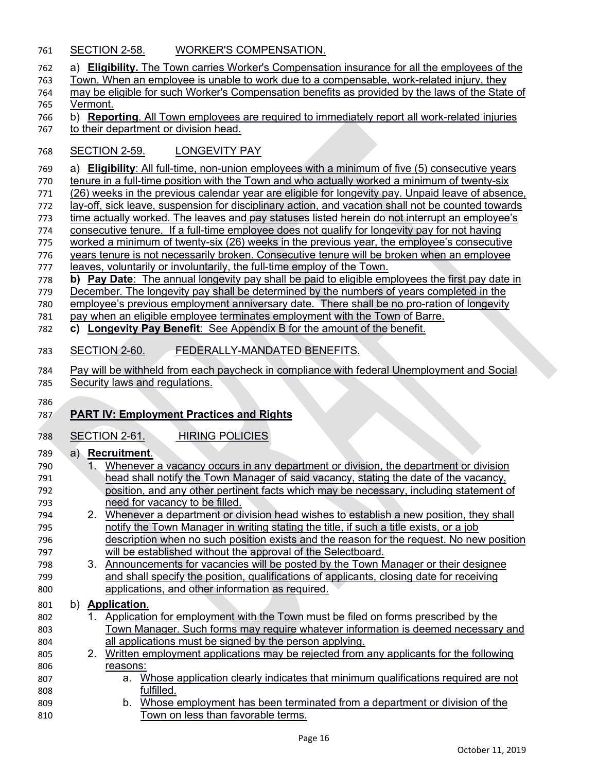SECTION 2-58. WORKER'S COMPENSATION.

a) **Eligibility.** The Town carries Worker's Compensation insurance for all the employees of the Town. When an employee is unable to work due to a compensable, work-related injury, they may be eligible for such Worker's Compensation benefits as provided by the laws of the State of Vermont.

b) **Reporting**. All Town employees are required to immediately report all work-related injuries to their department or division head.

SECTION 2-59. LONGEVITY PAY

a) **Eligibility**: All full-time, non-union employees with a minimum of five (5) consecutive years tenure in a full-time position with the Town and who actually worked a minimum of twenty-six (26) weeks in the previous calendar year are eligible for longevity pay. Unpaid leave of absence, lay-off, sick leave, suspension for disciplinary action, and vacation shall not be counted towards time actually worked. The leaves and pay statuses listed herein do not interrupt an employee's consecutive tenure. If a full-time employee does not qualify for longevity pay for not having worked a minimum of twenty-six (26) weeks in the previous year, the employee's consecutive years tenure is not necessarily broken. Consecutive tenure will be broken when an employee leaves, voluntarily or involuntarily, the full-time employ of the Town.

**b) Pay Date**: The annual longevity pay shall be paid to eligible employees the first pay date in December. The longevity pay shall be determined by the numbers of years completed in the employee's previous employment anniversary date. There shall be no pro-ration of longevity pay when an eligible employee terminates employment with the Town of Barre.

**c) Longevity Pay Benefit**: See Appendix B for the amount of the benefit.

SECTION 2-60. FEDERALLY-MANDATED BENEFITS.

Pay will be withheld from each paycheck in compliance with federal Unemployment and Social Security laws and regulations.

## PART IV: Employment Practices and Rights

SECTION 2-61. HIRING POLICIES

a) **Recruitment**.

1. Whenever a vacancy occurs in any department or division, the department or division head shall notify the Town Manager of said vacancy, stating the date of the vacancy, position, and any other pertinent facts which may be necessary, including statement of need for vacancy to be filled.
2. Whenever a department or division head wishes to establish a new position, they shall notify the Town Manager in writing stating the title, if such a title exists, or a job description when no such position exists and the reason for the request. No new position will be established without the approval of the Selectboard.
3. Announcements for vacancies will be posted by the Town Manager or their designee and shall specify the position, qualifications of applicants, closing date for receiving applications, and other information as required.

b) **Application**.

1. Application for employment with the Town must be filed on forms prescribed by the Town Manager. Such forms may require whatever information is deemed necessary and all applications must be signed by the person applying.
2. Written employment applications may be rejected from any applicants for the following reasons:
    a. Whose application clearly indicates that minimum qualifications required are not fulfilled.
    b. Whose employment has been terminated from a department or division of the Town on less than favorable terms.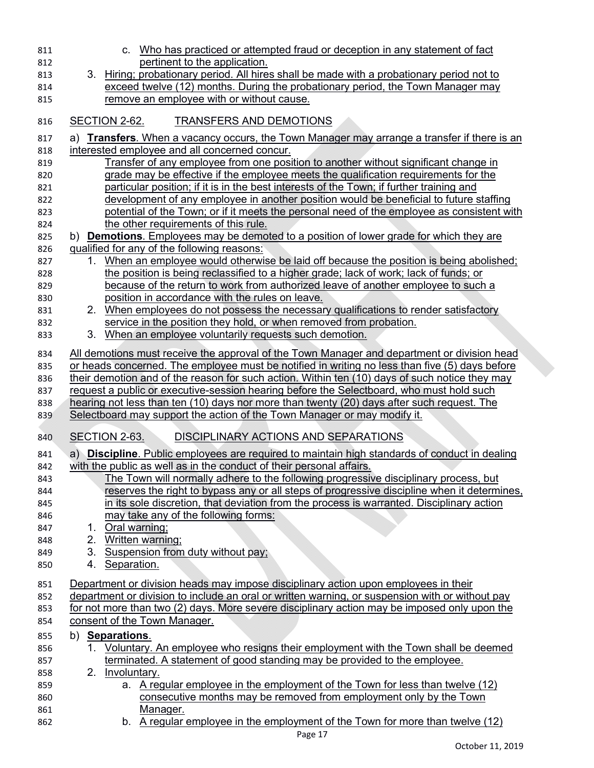c. Who has practiced or attempted fraud or deception in any statement of fact pertinent to the application.

3. Hiring; probationary period. All hires shall be made with a probationary period not to exceed twelve (12) months. During the probationary period, the Town Manager may remove an employee with or without cause.

## SECTION 2-62. TRANSFERS AND DEMOTIONS

a) **Transfers**. When a vacancy occurs, the Town Manager may arrange a transfer if there is an interested employee and all concerned concur.

Transfer of any employee from one position to another without significant change in grade may be effective if the employee meets the qualification requirements for the particular position; if it is in the best interests of the Town; if further training and development of any employee in another position would be beneficial to future staffing potential of the Town; or if it meets the personal need of the employee as consistent with the other requirements of this rule.

b) **Demotions**. Employees may be demoted to a position of lower grade for which they are qualified for any of the following reasons:

1. When an employee would otherwise be laid off because the position is being abolished; the position is being reclassified to a higher grade; lack of work; lack of funds; or because of the return to work from authorized leave of another employee to such a position in accordance with the rules on leave.
2. When employees do not possess the necessary qualifications to render satisfactory service in the position they hold, or when removed from probation.
3. When an employee voluntarily requests such demotion.

All demotions must receive the approval of the Town Manager and department or division head or heads concerned. The employee must be notified in writing no less than five (5) days before their demotion and of the reason for such action. Within ten (10) days of such notice they may request a public or executive-session hearing before the Selectboard, who must hold such hearing not less than ten (10) days nor more than twenty (20) days after such request. The Selectboard may support the action of the Town Manager or may modify it.

## SECTION 2-63. DISCIPLINARY ACTIONS AND SEPARATIONS

a) **Discipline**. Public employees are required to maintain high standards of conduct in dealing with the public as well as in the conduct of their personal affairs.

The Town will normally adhere to the following progressive disciplinary process, but reserves the right to bypass any or all steps of progressive discipline when it determines, in its sole discretion, that deviation from the process is warranted. Disciplinary action may take any of the following forms:

1. Oral warning;
2. Written warning;
3. Suspension from duty without pay;
4. Separation.

Department or division heads may impose disciplinary action upon employees in their department or division to include an oral or written warning, or suspension with or without pay for not more than two (2) days. More severe disciplinary action may be imposed only upon the consent of the Town Manager.

b) **Separations**.

1. Voluntary. An employee who resigns their employment with the Town shall be deemed terminated. A statement of good standing may be provided to the employee.
2. Involuntary.
   a. A regular employee in the employment of the Town for less than twelve (12) consecutive months may be removed from employment only by the Town Manager.
   b. A regular employee in the employment of the Town for more than twelve (12)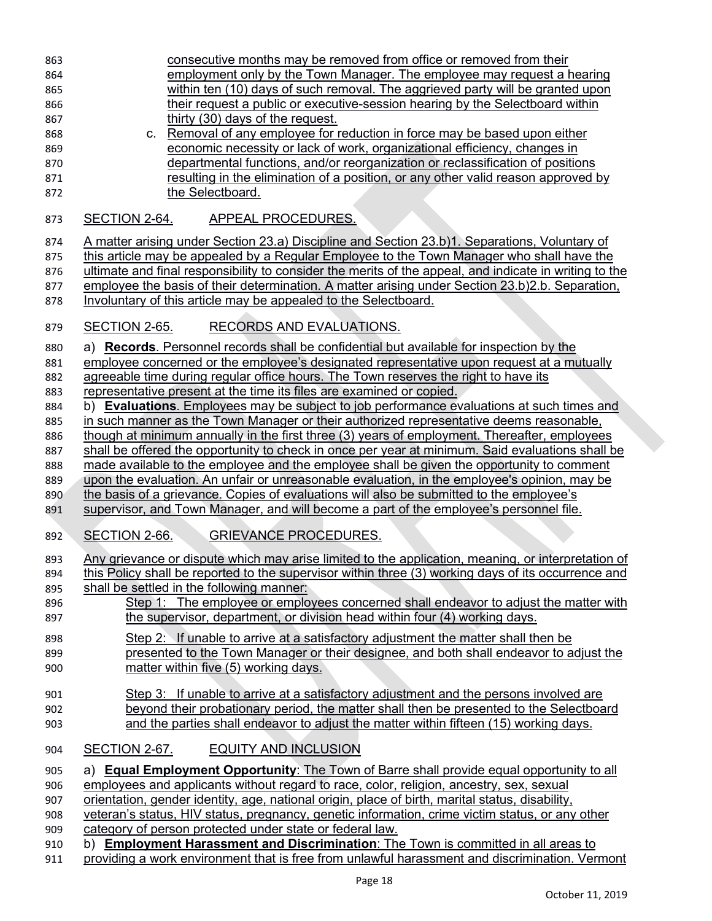consecutive months may be removed from office or removed from their employment only by the Town Manager. The employee may request a hearing within ten (10) days of such removal. The aggrieved party will be granted upon their request a public or executive-session hearing by the Selectboard within thirty (30) days of the request.

c. Removal of any employee for reduction in force may be based upon either economic necessity or lack of work, organizational efficiency, changes in departmental functions, and/or reorganization or reclassification of positions resulting in the elimination of a position, or any other valid reason approved by the Selectboard.

## SECTION 2-64. APPEAL PROCEDURES.

A matter arising under Section 23.a) Discipline and Section 23.b)1. Separations, Voluntary of this article may be appealed by a Regular Employee to the Town Manager who shall have the ultimate and final responsibility to consider the merits of the appeal, and indicate in writing to the employee the basis of their determination. A matter arising under Section 23.b)2.b. Separation, Involuntary of this article may be appealed to the Selectboard.

## SECTION 2-65. RECORDS AND EVALUATIONS.

a) **Records**. Personnel records shall be confidential but available for inspection by the employee concerned or the employee's designated representative upon request at a mutually agreeable time during regular office hours. The Town reserves the right to have its representative present at the time its files are examined or copied.

b) **Evaluations**. Employees may be subject to job performance evaluations at such times and in such manner as the Town Manager or their authorized representative deems reasonable, though at minimum annually in the first three (3) years of employment. Thereafter, employees shall be offered the opportunity to check in once per year at minimum. Said evaluations shall be made available to the employee and the employee shall be given the opportunity to comment upon the evaluation. An unfair or unreasonable evaluation, in the employee's opinion, may be the basis of a grievance. Copies of evaluations will also be submitted to the employee's supervisor, and Town Manager, and will become a part of the employee's personnel file.

## SECTION 2-66. GRIEVANCE PROCEDURES.

Any grievance or dispute which may arise limited to the application, meaning, or interpretation of this Policy shall be reported to the supervisor within three (3) working days of its occurrence and shall be settled in the following manner:

Step 1: The employee or employees concerned shall endeavor to adjust the matter with the supervisor, department, or division head within four (4) working days.

Step 2: If unable to arrive at a satisfactory adjustment the matter shall then be presented to the Town Manager or their designee, and both shall endeavor to adjust the matter within five (5) working days.

Step 3: If unable to arrive at a satisfactory adjustment and the persons involved are beyond their probationary period, the matter shall then be presented to the Selectboard and the parties shall endeavor to adjust the matter within fifteen (15) working days.

## SECTION 2-67. EQUITY AND INCLUSION

a) **Equal Employment Opportunity**: The Town of Barre shall provide equal opportunity to all employees and applicants without regard to race, color, religion, ancestry, sex, sexual orientation, gender identity, age, national origin, place of birth, marital status, disability, veteran's status, HIV status, pregnancy, genetic information, crime victim status, or any other category of person protected under state or federal law.

b) **Employment Harassment and Discrimination**: The Town is committed in all areas to providing a work environment that is free from unlawful harassment and discrimination. Vermont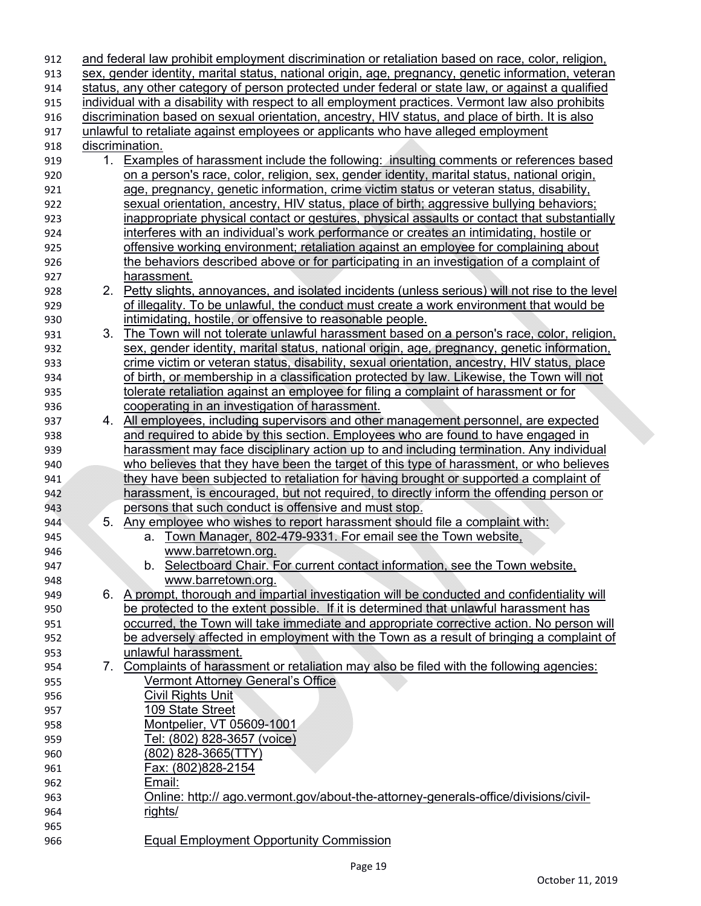and federal law prohibit employment discrimination or retaliation based on race, color, religion, sex, gender identity, marital status, national origin, age, pregnancy, genetic information, veteran status, any other category of person protected under federal or state law, or against a qualified individual with a disability with respect to all employment practices. Vermont law also prohibits discrimination based on sexual orientation, ancestry, HIV status, and place of birth. It is also unlawful to retaliate against employees or applicants who have alleged employment discrimination.

1. Examples of harassment include the following: insulting comments or references based on a person's race, color, religion, sex, gender identity, marital status, national origin, age, pregnancy, genetic information, crime victim status or veteran status, disability, sexual orientation, ancestry, HIV status, place of birth; aggressive bullying behaviors; inappropriate physical contact or gestures, physical assaults or contact that substantially interferes with an individual's work performance or creates an intimidating, hostile or offensive working environment; retaliation against an employee for complaining about the behaviors described above or for participating in an investigation of a complaint of harassment.
2. Petty slights, annoyances, and isolated incidents (unless serious) will not rise to the level of illegality. To be unlawful, the conduct must create a work environment that would be intimidating, hostile, or offensive to reasonable people.
3. The Town will not tolerate unlawful harassment based on a person's race, color, religion, sex, gender identity, marital status, national origin, age, pregnancy, genetic information, crime victim or veteran status, disability, sexual orientation, ancestry, HIV status, place of birth, or membership in a classification protected by law. Likewise, the Town will not tolerate retaliation against an employee for filing a complaint of harassment or for cooperating in an investigation of harassment.
4. All employees, including supervisors and other management personnel, are expected and required to abide by this section. Employees who are found to have engaged in harassment may face disciplinary action up to and including termination. Any individual who believes that they have been the target of this type of harassment, or who believes they have been subjected to retaliation for having brought or supported a complaint of harassment, is encouraged, but not required, to directly inform the offending person or persons that such conduct is offensive and must stop.
5. Any employee who wishes to report harassment should file a complaint with:
   a. Town Manager, 802-479-9331. For email see the Town website, www.barretown.org.
   b. Selectboard Chair. For current contact information, see the Town website, www.barretown.org.
6. A prompt, thorough and impartial investigation will be conducted and confidentiality will be protected to the extent possible. If it is determined that unlawful harassment has occurred, the Town will take immediate and appropriate corrective action. No person will be adversely affected in employment with the Town as a result of bringing a complaint of unlawful harassment.
7. Complaints of harassment or retaliation may also be filed with the following agencies:

   Vermont Attorney General's Office
   Civil Rights Unit
   109 State Street
   Montpelier, VT 05609-1001
   Tel: (802) 828-3657 (voice)
   (802) 828-3665(TTY)
   Fax: (802)828-2154
   Email:
   Online: http:// ago.vermont.gov/about-the-attorney-generals-office/divisions/civil-rights/

   Equal Employment Opportunity Commission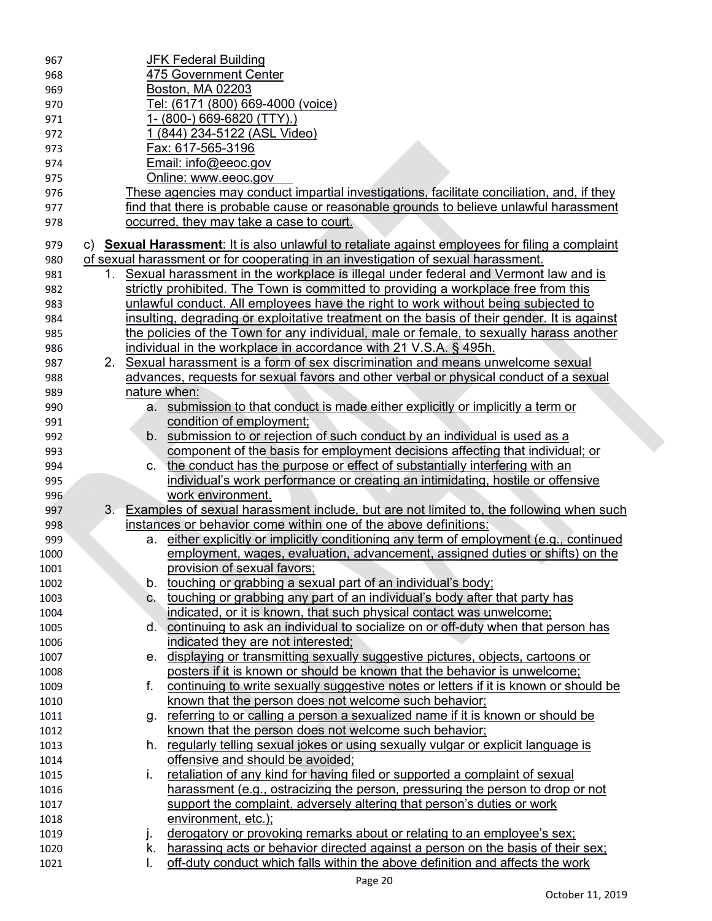JFK Federal Building
475 Government Center
Boston, MA 02203
Tel: (6171 (800) 669-4000 (voice)
1- (800-) 669-6820 (TTY).)
1 (844) 234-5122 (ASL Video)
Fax: 617-565-3196
Email: info@eeoc.gov
Online: www.eeoc.gov

These agencies may conduct impartial investigations, facilitate conciliation, and, if they find that there is probable cause or reasonable grounds to believe unlawful harassment occurred, they may take a case to court.

c) **Sexual Harassment**: It is also unlawful to retaliate against employees for filing a complaint of sexual harassment or for cooperating in an investigation of sexual harassment.

1. Sexual harassment in the workplace is illegal under federal and Vermont law and is strictly prohibited. The Town is committed to providing a workplace free from this unlawful conduct. All employees have the right to work without being subjected to insulting, degrading or exploitative treatment on the basis of their gender. It is against the policies of the Town for any individual, male or female, to sexually harass another individual in the workplace in accordance with 21 V.S.A. § 495h.
2. Sexual harassment is a form of sex discrimination and means unwelcome sexual advances, requests for sexual favors and other verbal or physical conduct of a sexual nature when:
   a. submission to that conduct is made either explicitly or implicitly a term or condition of employment;
   b. submission to or rejection of such conduct by an individual is used as a component of the basis for employment decisions affecting that individual; or
   c. the conduct has the purpose or effect of substantially interfering with an individual's work performance or creating an intimidating, hostile or offensive work environment.
3. Examples of sexual harassment include, but are not limited to, the following when such instances or behavior come within one of the above definitions:
   a. either explicitly or implicitly conditioning any term of employment (e.g., continued employment, wages, evaluation, advancement, assigned duties or shifts) on the provision of sexual favors;
   b. touching or grabbing a sexual part of an individual's body;
   c. touching or grabbing any part of an individual's body after that party has indicated, or it is known, that such physical contact was unwelcome;
   d. continuing to ask an individual to socialize on or off-duty when that person has indicated they are not interested;
   e. displaying or transmitting sexually suggestive pictures, objects, cartoons or posters if it is known or should be known that the behavior is unwelcome;
   f. continuing to write sexually suggestive notes or letters if it is known or should be known that the person does not welcome such behavior;
   g. referring to or calling a person a sexualized name if it is known or should be known that the person does not welcome such behavior;
   h. regularly telling sexual jokes or using sexually vulgar or explicit language is offensive and should be avoided;
   i. retaliation of any kind for having filed or supported a complaint of sexual harassment (e.g., ostracizing the person, pressuring the person to drop or not support the complaint, adversely altering that person's duties or work environment, etc.);
   j. derogatory or provoking remarks about or relating to an employee's sex;
   k. harassing acts or behavior directed against a person on the basis of their sex;
   l. off-duty conduct which falls within the above definition and affects the work

October 11, 2019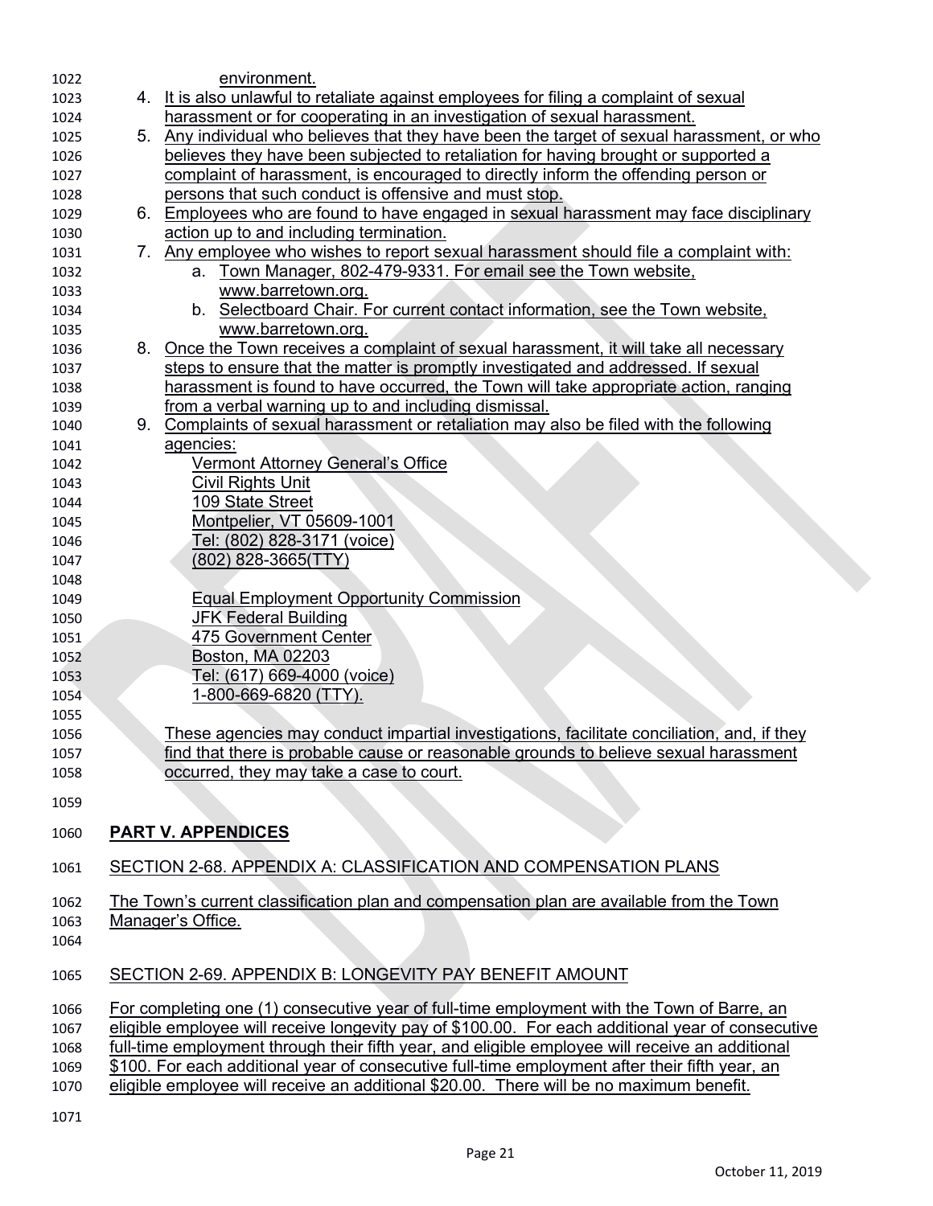environment.

4. It is also unlawful to retaliate against employees for filing a complaint of sexual harassment or for cooperating in an investigation of sexual harassment.
5. Any individual who believes that they have been the target of sexual harassment, or who believes they have been subjected to retaliation for having brought or supported a complaint of harassment, is encouraged to directly inform the offending person or persons that such conduct is offensive and must stop.
6. Employees who are found to have engaged in sexual harassment may face disciplinary action up to and including termination.
7. Any employee who wishes to report sexual harassment should file a complaint with:
   a. Town Manager, 802-479-9331. For email see the Town website, www.barretown.org.
   b. Selectboard Chair. For current contact information, see the Town website, www.barretown.org.
8. Once the Town receives a complaint of sexual harassment, it will take all necessary steps to ensure that the matter is promptly investigated and addressed. If sexual harassment is found to have occurred, the Town will take appropriate action, ranging from a verbal warning up to and including dismissal.
9. Complaints of sexual harassment or retaliation may also be filed with the following agencies:

   Vermont Attorney General's Office
   Civil Rights Unit
   109 State Street
   Montpelier, VT 05609-1001
   Tel: (802) 828-3171 (voice)
   (802) 828-3665(TTY)

   Equal Employment Opportunity Commission
   JFK Federal Building
   475 Government Center
   Boston, MA 02203
   Tel: (617) 669-4000 (voice)
   1-800-669-6820 (TTY).

   These agencies may conduct impartial investigations, facilitate conciliation, and, if they find that there is probable cause or reasonable grounds to believe sexual harassment occurred, they may take a case to court.

## PART V. APPENDICES

### SECTION 2-68. APPENDIX A: CLASSIFICATION AND COMPENSATION PLANS

The Town's current classification plan and compensation plan are available from the Town Manager's Office.

### SECTION 2-69. APPENDIX B: LONGEVITY PAY BENEFIT AMOUNT

For completing one (1) consecutive year of full-time employment with the Town of Barre, an eligible employee will receive longevity pay of $100.00. For each additional year of consecutive full-time employment through their fifth year, and eligible employee will receive an additional $100. For each additional year of consecutive full-time employment after their fifth year, an eligible employee will receive an additional $20.00. There will be no maximum benefit.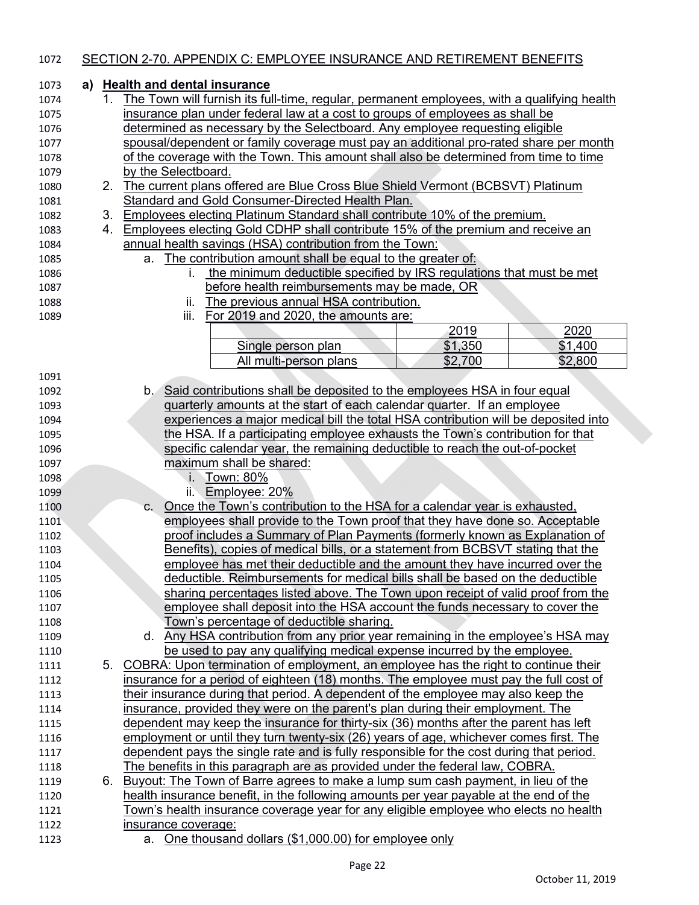## SECTION 2-70. APPENDIX C: EMPLOYEE INSURANCE AND RETIREMENT BENEFITS

**a) Health and dental insurance**

1. The Town will furnish its full-time, regular, permanent employees, with a qualifying health insurance plan under federal law at a cost to groups of employees as shall be determined as necessary by the Selectboard. Any employee requesting eligible spousal/dependent or family coverage must pay an additional pro-rated share per month of the coverage with the Town. This amount shall also be determined from time to time by the Selectboard.
2. The current plans offered are Blue Cross Blue Shield Vermont (BCBSVT) Platinum Standard and Gold Consumer-Directed Health Plan.
3. Employees electing Platinum Standard shall contribute 10% of the premium.
4. Employees electing Gold CDHP shall contribute 15% of the premium and receive an annual health savings (HSA) contribution from the Town:
   a. The contribution amount shall be equal to the greater of:
      i. the minimum deductible specified by IRS regulations that must be met before health reimbursements may be made, OR
      ii. The previous annual HSA contribution.
      iii. For 2019 and 2020, the amounts are:

| | 2019 | 2020 |
|---|---|---|
| Single person plan | $1,350 | $1,400 |
| All multi-person plans | $2,700 | $2,800 |

   b. Said contributions shall be deposited to the employees HSA in four equal quarterly amounts at the start of each calendar quarter. If an employee experiences a major medical bill the total HSA contribution will be deposited into the HSA. If a participating employee exhausts the Town's contribution for that specific calendar year, the remaining deductible to reach the out-of-pocket maximum shall be shared:
      i. Town: 80%
      ii. Employee: 20%
   c. Once the Town's contribution to the HSA for a calendar year is exhausted, employees shall provide to the Town proof that they have done so. Acceptable proof includes a Summary of Plan Payments (formerly known as Explanation of Benefits), copies of medical bills, or a statement from BCBSVT stating that the employee has met their deductible and the amount they have incurred over the deductible. Reimbursements for medical bills shall be based on the deductible sharing percentages listed above. The Town upon receipt of valid proof from the employee shall deposit into the HSA account the funds necessary to cover the Town's percentage of deductible sharing.
   d. Any HSA contribution from any prior year remaining in the employee's HSA may be used to pay any qualifying medical expense incurred by the employee.
5. COBRA: Upon termination of employment, an employee has the right to continue their insurance for a period of eighteen (18) months. The employee must pay the full cost of their insurance during that period. A dependent of the employee may also keep the insurance, provided they were on the parent's plan during their employment. The dependent may keep the insurance for thirty-six (36) months after the parent has left employment or until they turn twenty-six (26) years of age, whichever comes first. The dependent pays the single rate and is fully responsible for the cost during that period. The benefits in this paragraph are as provided under the federal law, COBRA.
6. Buyout: The Town of Barre agrees to make a lump sum cash payment, in lieu of the health insurance benefit, in the following amounts per year payable at the end of the Town's health insurance coverage year for any eligible employee who elects no health insurance coverage:
   a. One thousand dollars ($1,000.00) for employee only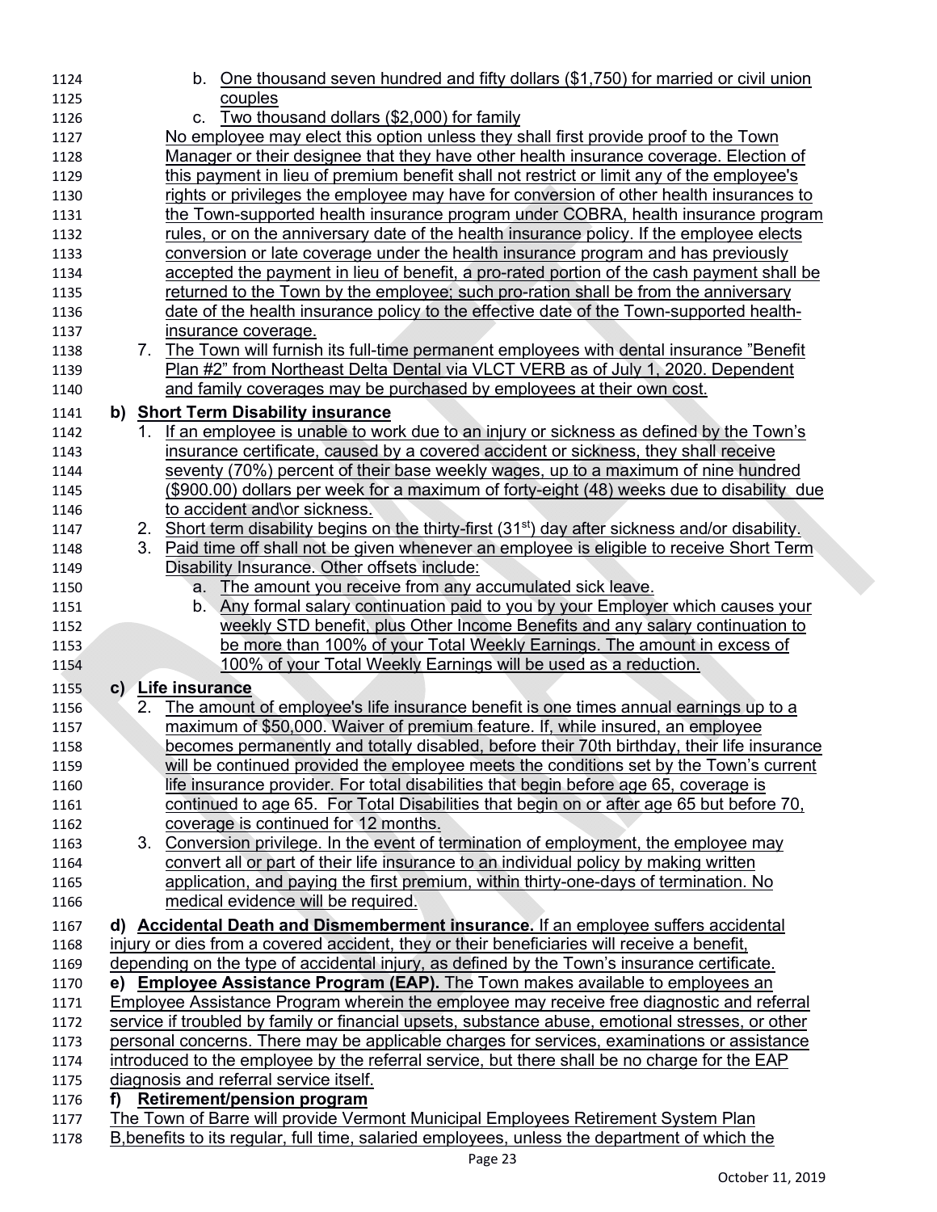b. One thousand seven hundred and fifty dollars ($1,750) for married or civil union couples
c. Two thousand dollars ($2,000) for family

No employee may elect this option unless they shall first provide proof to the Town Manager or their designee that they have other health insurance coverage. Election of this payment in lieu of premium benefit shall not restrict or limit any of the employee's rights or privileges the employee may have for conversion of other health insurances to the Town-supported health insurance program under COBRA, health insurance program rules, or on the anniversary date of the health insurance policy. If the employee elects conversion or late coverage under the health insurance program and has previously accepted the payment in lieu of benefit, a pro-rated portion of the cash payment shall be returned to the Town by the employee; such pro-ration shall be from the anniversary date of the health insurance policy to the effective date of the Town-supported health-insurance coverage.

7. The Town will furnish its full-time permanent employees with dental insurance "Benefit Plan #2" from Northeast Delta Dental via VLCT VERB as of July 1, 2020. Dependent and family coverages may be purchased by employees at their own cost.

**b) Short Term Disability insurance**

1. If an employee is unable to work due to an injury or sickness as defined by the Town's insurance certificate, caused by a covered accident or sickness, they shall receive seventy (70%) percent of their base weekly wages, up to a maximum of nine hundred ($900.00) dollars per week for a maximum of forty-eight (48) weeks due to disability due to accident and\or sickness.
2. Short term disability begins on the thirty-first (31st) day after sickness and/or disability.
3. Paid time off shall not be given whenever an employee is eligible to receive Short Term Disability Insurance. Other offsets include:
   a. The amount you receive from any accumulated sick leave.
   b. Any formal salary continuation paid to you by your Employer which causes your weekly STD benefit, plus Other Income Benefits and any salary continuation to be more than 100% of your Total Weekly Earnings. The amount in excess of 100% of your Total Weekly Earnings will be used as a reduction.

**c) Life insurance**

2. The amount of employee's life insurance benefit is one times annual earnings up to a maximum of $50,000. Waiver of premium feature. If, while insured, an employee becomes permanently and totally disabled, before their 70th birthday, their life insurance will be continued provided the employee meets the conditions set by the Town's current life insurance provider. For total disabilities that begin before age 65, coverage is continued to age 65. For Total Disabilities that begin on or after age 65 but before 70, coverage is continued for 12 months.
3. Conversion privilege. In the event of termination of employment, the employee may convert all or part of their life insurance to an individual policy by making written application, and paying the first premium, within thirty-one-days of termination. No medical evidence will be required.

**d) Accidental Death and Dismemberment insurance.** If an employee suffers accidental injury or dies from a covered accident, they or their beneficiaries will receive a benefit, depending on the type of accidental injury, as defined by the Town's insurance certificate.

**e) Employee Assistance Program (EAP).** The Town makes available to employees an Employee Assistance Program wherein the employee may receive free diagnostic and referral service if troubled by family or financial upsets, substance abuse, emotional stresses, or other personal concerns. There may be applicable charges for services, examinations or assistance introduced to the employee by the referral service, but there shall be no charge for the EAP diagnosis and referral service itself.

**f) Retirement/pension program**

The Town of Barre will provide Vermont Municipal Employees Retirement System Plan B,benefits to its regular, full time, salaried employees, unless the department of which the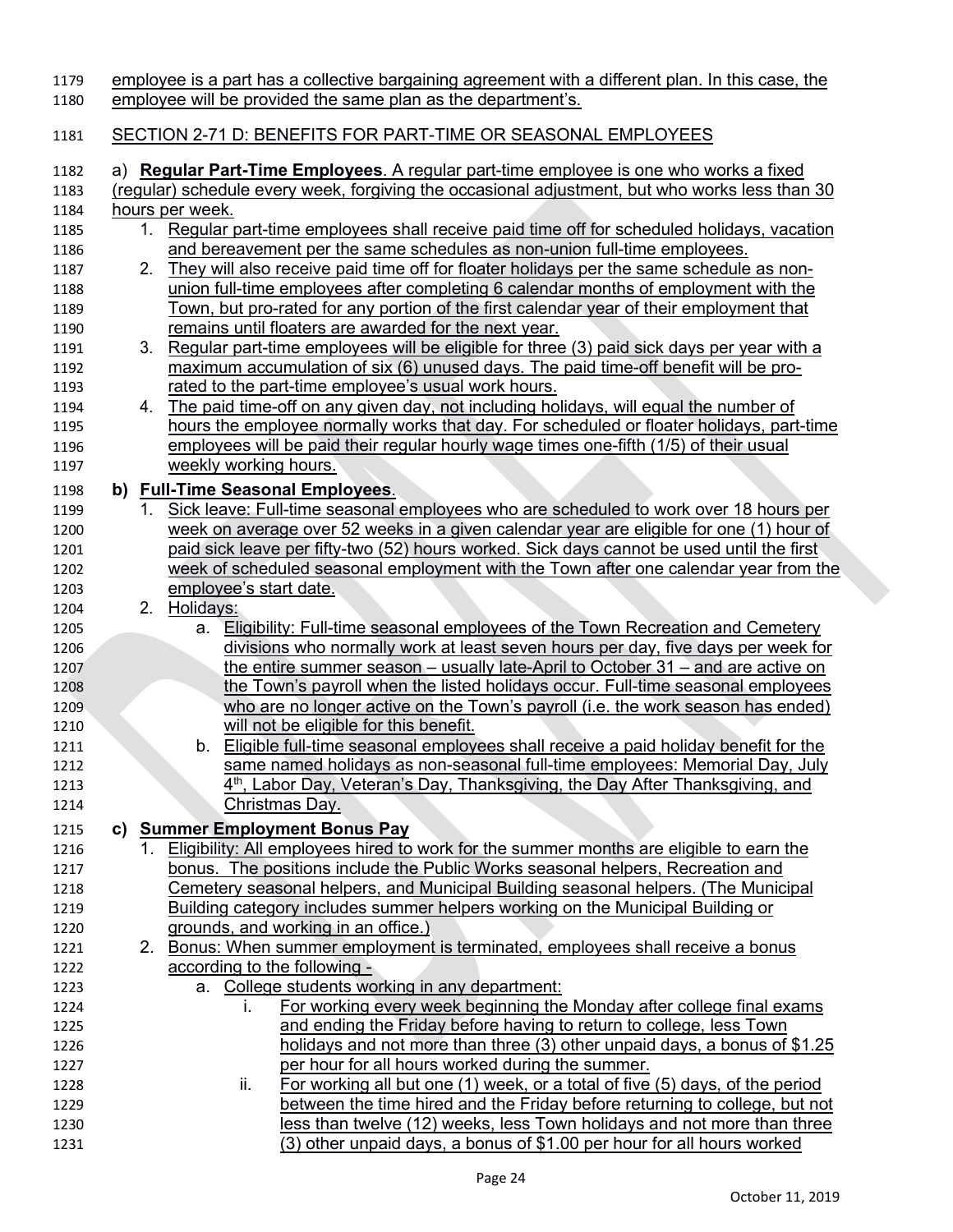employee is a part has a collective bargaining agreement with a different plan. In this case, the employee will be provided the same plan as the department's.

## SECTION 2-71 D: BENEFITS FOR PART-TIME OR SEASONAL EMPLOYEES

a) **Regular Part-Time Employees**. A regular part-time employee is one who works a fixed (regular) schedule every week, forgiving the occasional adjustment, but who works less than 30 hours per week.

1. Regular part-time employees shall receive paid time off for scheduled holidays, vacation and bereavement per the same schedules as non-union full-time employees.
2. They will also receive paid time off for floater holidays per the same schedule as non-union full-time employees after completing 6 calendar months of employment with the Town, but pro-rated for any portion of the first calendar year of their employment that remains until floaters are awarded for the next year.
3. Regular part-time employees will be eligible for three (3) paid sick days per year with a maximum accumulation of six (6) unused days. The paid time-off benefit will be pro-rated to the part-time employee's usual work hours.
4. The paid time-off on any given day, not including holidays, will equal the number of hours the employee normally works that day. For scheduled or floater holidays, part-time employees will be paid their regular hourly wage times one-fifth (1/5) of their usual weekly working hours.

**b) Full-Time Seasonal Employees**.

1. Sick leave: Full-time seasonal employees who are scheduled to work over 18 hours per week on average over 52 weeks in a given calendar year are eligible for one (1) hour of paid sick leave per fifty-two (52) hours worked. Sick days cannot be used until the first week of scheduled seasonal employment with the Town after one calendar year from the employee's start date.
2. Holidays:
   a. Eligibility: Full-time seasonal employees of the Town Recreation and Cemetery divisions who normally work at least seven hours per day, five days per week for the entire summer season – usually late-April to October 31 – and are active on the Town's payroll when the listed holidays occur. Full-time seasonal employees who are no longer active on the Town's payroll (i.e. the work season has ended) will not be eligible for this benefit.
   b. Eligible full-time seasonal employees shall receive a paid holiday benefit for the same named holidays as non-seasonal full-time employees: Memorial Day, July 4th, Labor Day, Veteran's Day, Thanksgiving, the Day After Thanksgiving, and Christmas Day.

**c) Summer Employment Bonus Pay**

1. Eligibility: All employees hired to work for the summer months are eligible to earn the bonus. The positions include the Public Works seasonal helpers, Recreation and Cemetery seasonal helpers, and Municipal Building seasonal helpers. (The Municipal Building category includes summer helpers working on the Municipal Building or grounds, and working in an office.)
2. Bonus: When summer employment is terminated, employees shall receive a bonus according to the following -
   a. College students working in any department:
      i. For working every week beginning the Monday after college final exams and ending the Friday before having to return to college, less Town holidays and not more than three (3) other unpaid days, a bonus of $1.25 per hour for all hours worked during the summer.
      ii. For working all but one (1) week, or a total of five (5) days, of the period between the time hired and the Friday before returning to college, but not less than twelve (12) weeks, less Town holidays and not more than three (3) other unpaid days, a bonus of $1.00 per hour for all hours worked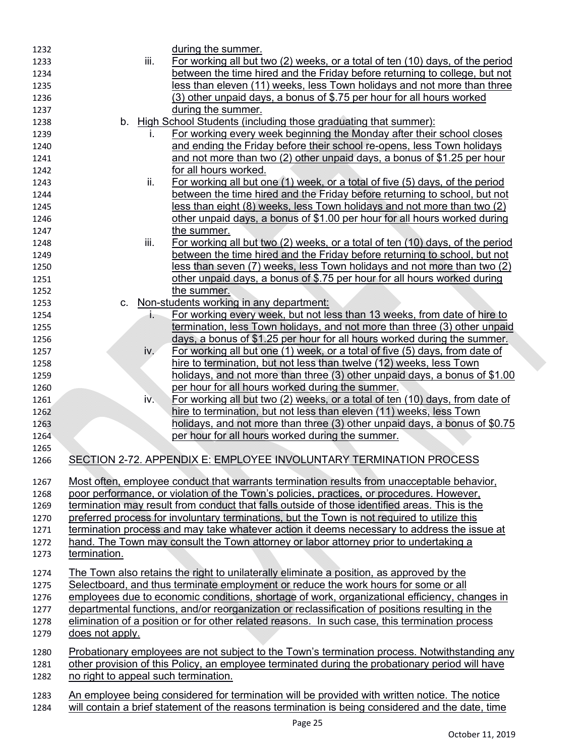during the summer.

iii. For working all but two (2) weeks, or a total of ten (10) days, of the period between the time hired and the Friday before returning to college, but not less than eleven (11) weeks, less Town holidays and not more than three (3) other unpaid days, a bonus of $.75 per hour for all hours worked during the summer.

b. High School Students (including those graduating that summer):

i. For working every week beginning the Monday after their school closes and ending the Friday before their school re-opens, less Town holidays and not more than two (2) other unpaid days, a bonus of $1.25 per hour for all hours worked.

ii. For working all but one (1) week, or a total of five (5) days, of the period between the time hired and the Friday before returning to school, but not less than eight (8) weeks, less Town holidays and not more than two (2) other unpaid days, a bonus of $1.00 per hour for all hours worked during the summer.

iii. For working all but two (2) weeks, or a total of ten (10) days, of the period between the time hired and the Friday before returning to school, but not less than seven (7) weeks, less Town holidays and not more than two (2) other unpaid days, a bonus of $.75 per hour for all hours worked during the summer.

c. Non-students working in any department:

i. For working every week, but not less than 13 weeks, from date of hire to termination, less Town holidays, and not more than three (3) other unpaid days, a bonus of $1.25 per hour for all hours worked during the summer.

iv. For working all but one (1) week, or a total of five (5) days, from date of hire to termination, but not less than twelve (12) weeks, less Town holidays, and not more than three (3) other unpaid days, a bonus of $1.00 per hour for all hours worked during the summer.

iv. For working all but two (2) weeks, or a total of ten (10) days, from date of hire to termination, but not less than eleven (11) weeks, less Town holidays, and not more than three (3) other unpaid days, a bonus of $0.75 per hour for all hours worked during the summer.

## SECTION 2-72. APPENDIX E: EMPLOYEE INVOLUNTARY TERMINATION PROCESS

Most often, employee conduct that warrants termination results from unacceptable behavior, poor performance, or violation of the Town's policies, practices, or procedures. However, termination may result from conduct that falls outside of those identified areas. This is the preferred process for involuntary terminations, but the Town is not required to utilize this termination process and may take whatever action it deems necessary to address the issue at hand. The Town may consult the Town attorney or labor attorney prior to undertaking a termination.

The Town also retains the right to unilaterally eliminate a position, as approved by the Selectboard, and thus terminate employment or reduce the work hours for some or all employees due to economic conditions, shortage of work, organizational efficiency, changes in departmental functions, and/or reorganization or reclassification of positions resulting in the elimination of a position or for other related reasons. In such case, this termination process does not apply.

Probationary employees are not subject to the Town's termination process. Notwithstanding any other provision of this Policy, an employee terminated during the probationary period will have no right to appeal such termination.

An employee being considered for termination will be provided with written notice. The notice will contain a brief statement of the reasons termination is being considered and the date, time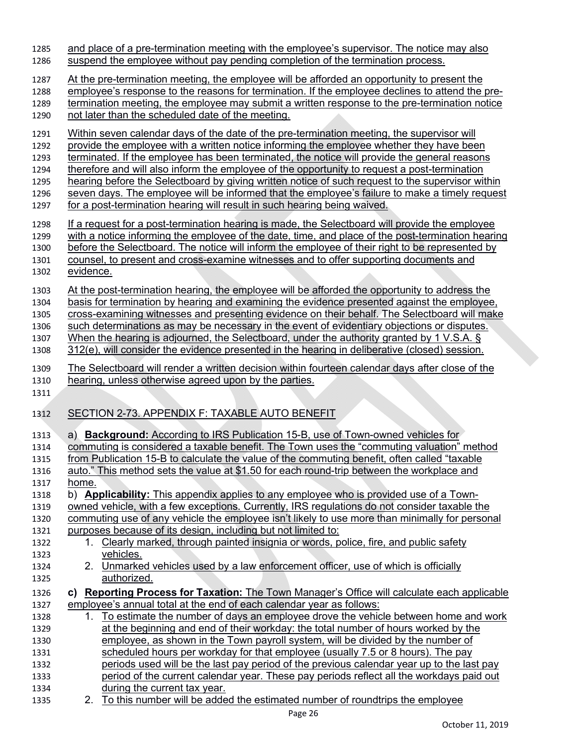and place of a pre-termination meeting with the employee's supervisor. The notice may also suspend the employee without pay pending completion of the termination process.

At the pre-termination meeting, the employee will be afforded an opportunity to present the employee's response to the reasons for termination. If the employee declines to attend the pre-termination meeting, the employee may submit a written response to the pre-termination notice not later than the scheduled date of the meeting.

Within seven calendar days of the date of the pre-termination meeting, the supervisor will provide the employee with a written notice informing the employee whether they have been terminated. If the employee has been terminated, the notice will provide the general reasons therefore and will also inform the employee of the opportunity to request a post-termination hearing before the Selectboard by giving written notice of such request to the supervisor within seven days. The employee will be informed that the employee's failure to make a timely request for a post-termination hearing will result in such hearing being waived.

If a request for a post-termination hearing is made, the Selectboard will provide the employee with a notice informing the employee of the date, time, and place of the post-termination hearing before the Selectboard. The notice will inform the employee of their right to be represented by counsel, to present and cross-examine witnesses and to offer supporting documents and evidence.

At the post-termination hearing, the employee will be afforded the opportunity to address the basis for termination by hearing and examining the evidence presented against the employee, cross-examining witnesses and presenting evidence on their behalf. The Selectboard will make such determinations as may be necessary in the event of evidentiary objections or disputes. When the hearing is adjourned, the Selectboard, under the authority granted by 1 V.S.A. § 312(e), will consider the evidence presented in the hearing in deliberative (closed) session.

The Selectboard will render a written decision within fourteen calendar days after close of the hearing, unless otherwise agreed upon by the parties.

## SECTION 2-73. APPENDIX F: TAXABLE AUTO BENEFIT

a) **Background:** According to IRS Publication 15-B, use of Town-owned vehicles for commuting is considered a taxable benefit. The Town uses the "commuting valuation" method from Publication 15-B to calculate the value of the commuting benefit, often called "taxable auto." This method sets the value at $1.50 for each round-trip between the workplace and home.

b) **Applicability:** This appendix applies to any employee who is provided use of a Town-owned vehicle, with a few exceptions. Currently, IRS regulations do not consider taxable the commuting use of any vehicle the employee isn't likely to use more than minimally for personal purposes because of its design, including but not limited to:

1. Clearly marked, through painted insignia or words, police, fire, and public safety vehicles.
2. Unmarked vehicles used by a law enforcement officer, use of which is officially authorized.

**c) Reporting Process for Taxation:** The Town Manager's Office will calculate each applicable employee's annual total at the end of each calendar year as follows:

1. To estimate the number of days an employee drove the vehicle between home and work at the beginning and end of their workday: the total number of hours worked by the employee, as shown in the Town payroll system, will be divided by the number of scheduled hours per workday for that employee (usually 7.5 or 8 hours). The pay periods used will be the last pay period of the previous calendar year up to the last pay period of the current calendar year. These pay periods reflect all the workdays paid out during the current tax year.
2. To this number will be added the estimated number of roundtrips the employee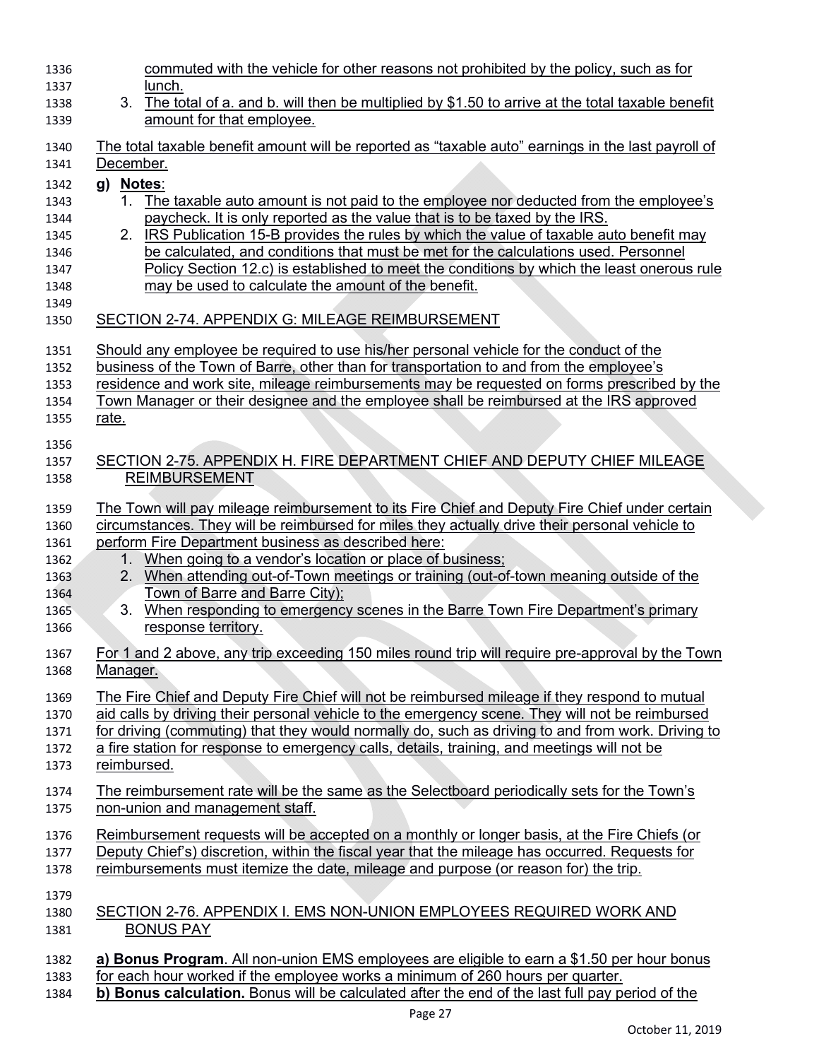commuted with the vehicle for other reasons not prohibited by the policy, such as for lunch.

3. The total of a. and b. will then be multiplied by $1.50 to arrive at the total taxable benefit amount for that employee.

The total taxable benefit amount will be reported as "taxable auto" earnings in the last payroll of December.

**g) Notes**:

1. The taxable auto amount is not paid to the employee nor deducted from the employee's paycheck. It is only reported as the value that is to be taxed by the IRS.
2. IRS Publication 15-B provides the rules by which the value of taxable auto benefit may be calculated, and conditions that must be met for the calculations used. Personnel Policy Section 12.c) is established to meet the conditions by which the least onerous rule may be used to calculate the amount of the benefit.

## SECTION 2-74. APPENDIX G: MILEAGE REIMBURSEMENT

Should any employee be required to use his/her personal vehicle for the conduct of the business of the Town of Barre, other than for transportation to and from the employee's residence and work site, mileage reimbursements may be requested on forms prescribed by the Town Manager or their designee and the employee shall be reimbursed at the IRS approved rate.

## SECTION 2-75. APPENDIX H. FIRE DEPARTMENT CHIEF AND DEPUTY CHIEF MILEAGE REIMBURSEMENT

The Town will pay mileage reimbursement to its Fire Chief and Deputy Fire Chief under certain circumstances. They will be reimbursed for miles they actually drive their personal vehicle to perform Fire Department business as described here:

1. When going to a vendor's location or place of business;
2. When attending out-of-Town meetings or training (out-of-town meaning outside of the Town of Barre and Barre City);
3. When responding to emergency scenes in the Barre Town Fire Department's primary response territory.

For 1 and 2 above, any trip exceeding 150 miles round trip will require pre-approval by the Town Manager.

The Fire Chief and Deputy Fire Chief will not be reimbursed mileage if they respond to mutual aid calls by driving their personal vehicle to the emergency scene. They will not be reimbursed for driving (commuting) that they would normally do, such as driving to and from work. Driving to a fire station for response to emergency calls, details, training, and meetings will not be reimbursed.

The reimbursement rate will be the same as the Selectboard periodically sets for the Town's non-union and management staff.

Reimbursement requests will be accepted on a monthly or longer basis, at the Fire Chiefs (or Deputy Chief's) discretion, within the fiscal year that the mileage has occurred. Requests for reimbursements must itemize the date, mileage and purpose (or reason for) the trip.

## SECTION 2-76. APPENDIX I. EMS NON-UNION EMPLOYEES REQUIRED WORK AND BONUS PAY

**a) Bonus Program**. All non-union EMS employees are eligible to earn a $1.50 per hour bonus for each hour worked if the employee works a minimum of 260 hours per quarter.

**b) Bonus calculation.** Bonus will be calculated after the end of the last full pay period of the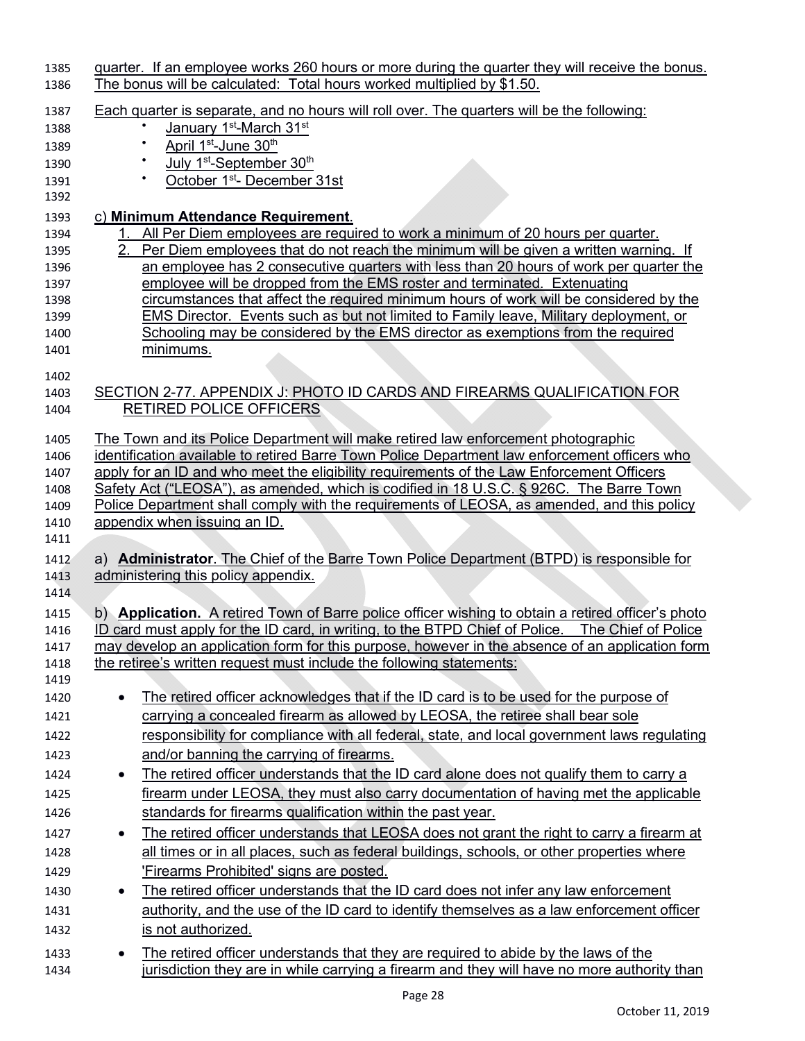quarter. If an employee works 260 hours or more during the quarter they will receive the bonus. The bonus will be calculated: Total hours worked multiplied by $1.50.

Each quarter is separate, and no hours will roll over. The quarters will be the following:

- January 1st-March 31st
- April 1st-June 30th
- July 1st-September 30th
- October 1st- December 31st

c) **Minimum Attendance Requirement**.

1. All Per Diem employees are required to work a minimum of 20 hours per quarter.
2. Per Diem employees that do not reach the minimum will be given a written warning. If an employee has 2 consecutive quarters with less than 20 hours of work per quarter the employee will be dropped from the EMS roster and terminated. Extenuating circumstances that affect the required minimum hours of work will be considered by the EMS Director. Events such as but not limited to Family leave, Military deployment, or Schooling may be considered by the EMS director as exemptions from the required minimums.

## SECTION 2-77. APPENDIX J: PHOTO ID CARDS AND FIREARMS QUALIFICATION FOR RETIRED POLICE OFFICERS

The Town and its Police Department will make retired law enforcement photographic identification available to retired Barre Town Police Department law enforcement officers who apply for an ID and who meet the eligibility requirements of the Law Enforcement Officers Safety Act ("LEOSA"), as amended, which is codified in 18 U.S.C. § 926C. The Barre Town Police Department shall comply with the requirements of LEOSA, as amended, and this policy appendix when issuing an ID.

a) **Administrator**. The Chief of the Barre Town Police Department (BTPD) is responsible for administering this policy appendix.

b) **Application.** A retired Town of Barre police officer wishing to obtain a retired officer's photo ID card must apply for the ID card, in writing, to the BTPD Chief of Police. The Chief of Police may develop an application form for this purpose, however in the absence of an application form the retiree's written request must include the following statements:

- The retired officer acknowledges that if the ID card is to be used for the purpose of carrying a concealed firearm as allowed by LEOSA, the retiree shall bear sole responsibility for compliance with all federal, state, and local government laws regulating and/or banning the carrying of firearms.
- The retired officer understands that the ID card alone does not qualify them to carry a firearm under LEOSA, they must also carry documentation of having met the applicable standards for firearms qualification within the past year.
- The retired officer understands that LEOSA does not grant the right to carry a firearm at all times or in all places, such as federal buildings, schools, or other properties where 'Firearms Prohibited' signs are posted.
- The retired officer understands that the ID card does not infer any law enforcement authority, and the use of the ID card to identify themselves as a law enforcement officer is not authorized.
- The retired officer understands that they are required to abide by the laws of the jurisdiction they are in while carrying a firearm and they will have no more authority than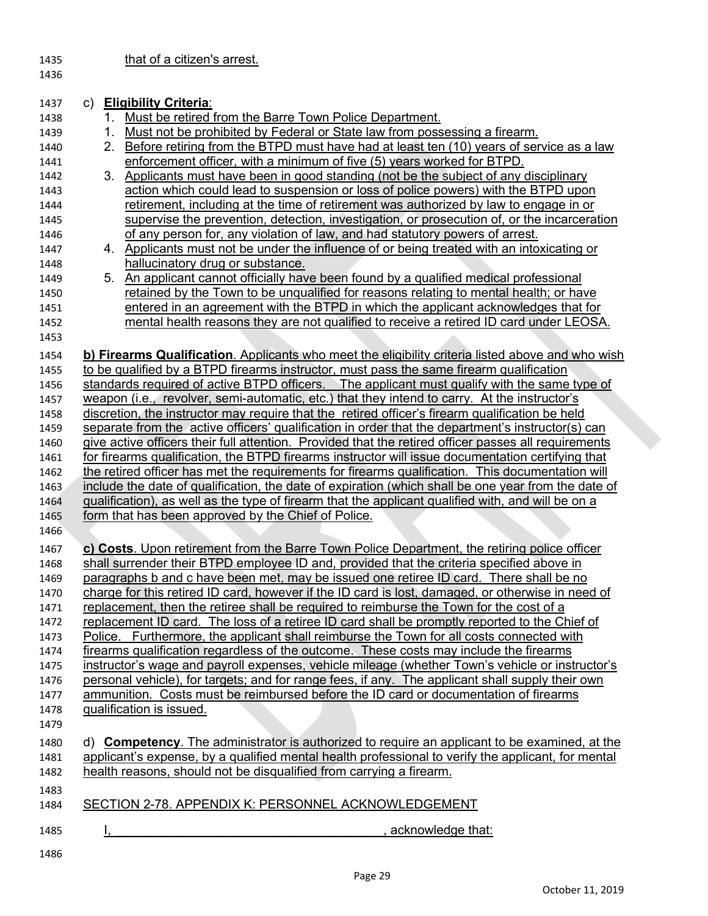that of a citizen's arrest.

c) **Eligibility Criteria**:

1. Must be retired from the Barre Town Police Department.
1. Must not be prohibited by Federal or State law from possessing a firearm.
2. Before retiring from the BTPD must have had at least ten (10) years of service as a law enforcement officer, with a minimum of five (5) years worked for BTPD.
3. Applicants must have been in good standing (not be the subject of any disciplinary action which could lead to suspension or loss of police powers) with the BTPD upon retirement, including at the time of retirement was authorized by law to engage in or supervise the prevention, detection, investigation, or prosecution of, or the incarceration of any person for, any violation of law, and had statutory powers of arrest.
4. Applicants must not be under the influence of or being treated with an intoxicating or hallucinatory drug or substance.
5. An applicant cannot officially have been found by a qualified medical professional retained by the Town to be unqualified for reasons relating to mental health; or have entered in an agreement with the BTPD in which the applicant acknowledges that for mental health reasons they are not qualified to receive a retired ID card under LEOSA.

**b) Firearms Qualification**. Applicants who meet the eligibility criteria listed above and who wish to be qualified by a BTPD firearms instructor, must pass the same firearm qualification standards required of active BTPD officers. The applicant must qualify with the same type of weapon (i.e., revolver, semi-automatic, etc.) that they intend to carry. At the instructor's discretion, the instructor may require that the retired officer's firearm qualification be held separate from the active officers' qualification in order that the department's instructor(s) can give active officers their full attention. Provided that the retired officer passes all requirements for firearms qualification, the BTPD firearms instructor will issue documentation certifying that the retired officer has met the requirements for firearms qualification. This documentation will include the date of qualification, the date of expiration (which shall be one year from the date of qualification), as well as the type of firearm that the applicant qualified with, and will be on a form that has been approved by the Chief of Police.

**c) Costs**. Upon retirement from the Barre Town Police Department, the retiring police officer shall surrender their BTPD employee ID and, provided that the criteria specified above in paragraphs b and c have been met, may be issued one retiree ID card. There shall be no charge for this retired ID card, however if the ID card is lost, damaged, or otherwise in need of replacement, then the retiree shall be required to reimburse the Town for the cost of a replacement ID card. The loss of a retiree ID card shall be promptly reported to the Chief of Police. Furthermore, the applicant shall reimburse the Town for all costs connected with firearms qualification regardless of the outcome. These costs may include the firearms instructor's wage and payroll expenses, vehicle mileage (whether Town's vehicle or instructor's personal vehicle), for targets; and for range fees, if any. The applicant shall supply their own ammunition. Costs must be reimbursed before the ID card or documentation of firearms qualification is issued.

d) **Competency**. The administrator is authorized to require an applicant to be examined, at the applicant's expense, by a qualified mental health professional to verify the applicant, for mental health reasons, should not be disqualified from carrying a firearm.

SECTION 2-78. APPENDIX K: PERSONNEL ACKNOWLEDGEMENT

I, ________________________________________, acknowledge that: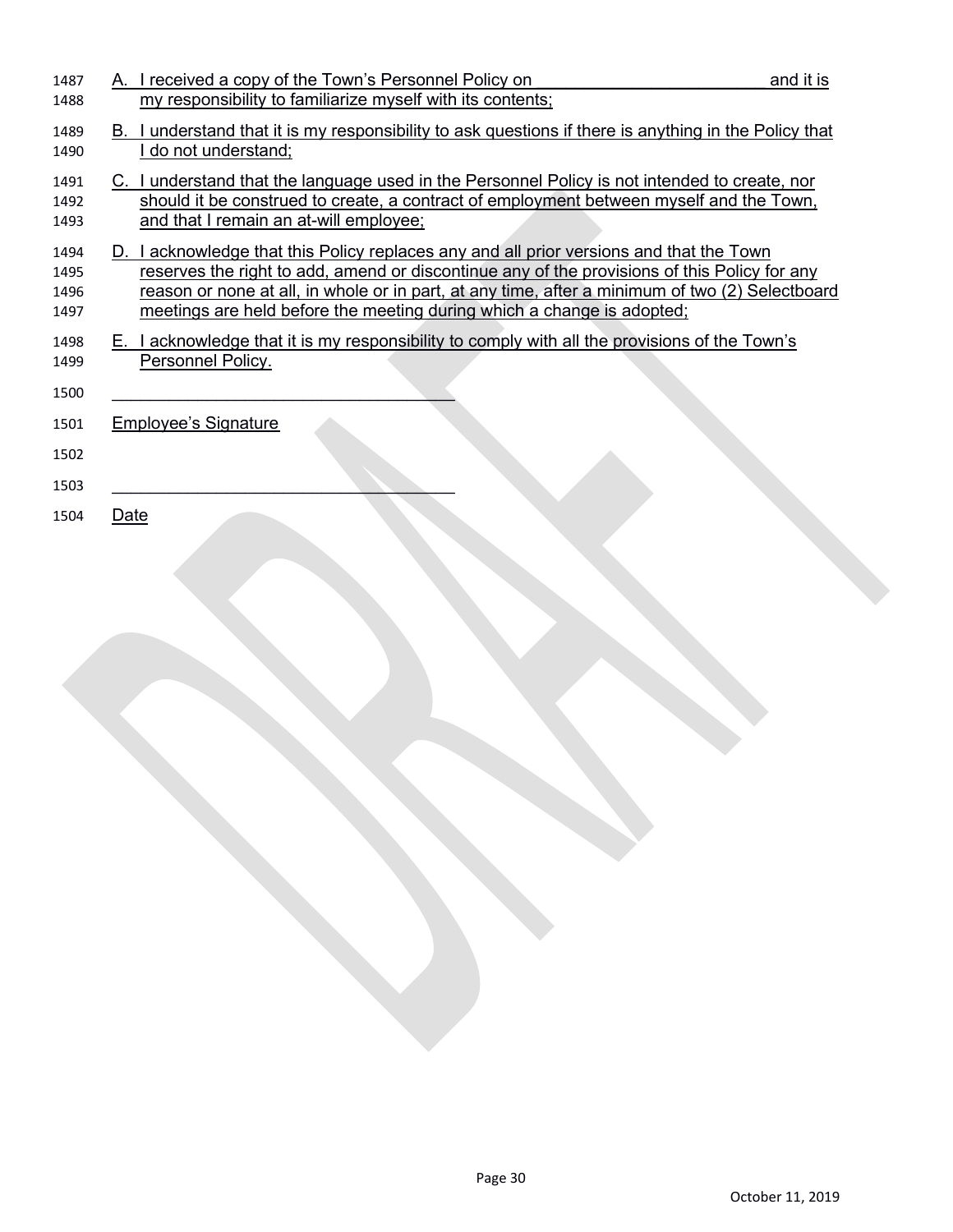A. I received a copy of the Town's Personnel Policy on \_\_\_\_\_\_\_\_\_\_\_\_\_\_\_\_\_\_\_\_\_\_\_\_ and it is my responsibility to familiarize myself with its contents;

B. I understand that it is my responsibility to ask questions if there is anything in the Policy that I do not understand;

C. I understand that the language used in the Personnel Policy is not intended to create, nor should it be construed to create, a contract of employment between myself and the Town, and that I remain an at-will employee;

D. I acknowledge that this Policy replaces any and all prior versions and that the Town reserves the right to add, amend or discontinue any of the provisions of this Policy for any reason or none at all, in whole or in part, at any time, after a minimum of two (2) Selectboard meetings are held before the meeting during which a change is adopted;

E. I acknowledge that it is my responsibility to comply with all the provisions of the Town's Personnel Policy.

\_\_\_\_\_\_\_\_\_\_\_\_\_\_\_\_\_\_\_\_\_\_\_\_\_\_\_\_\_\_\_\_\_\_\_\_

Employee's Signature

\_\_\_\_\_\_\_\_\_\_\_\_\_\_\_\_\_\_\_\_\_\_\_\_\_\_\_\_\_\_\_\_\_\_\_\_

Date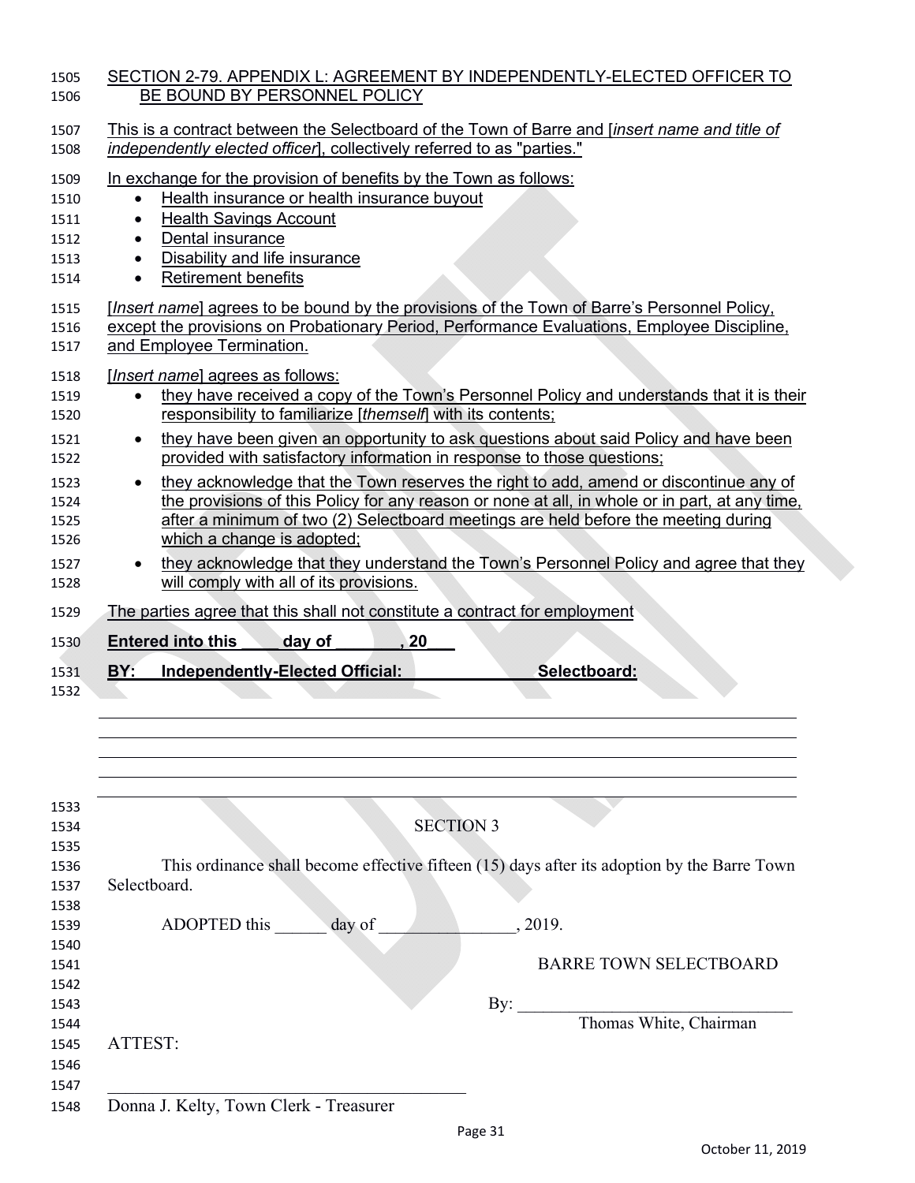## SECTION 2-79. APPENDIX L: AGREEMENT BY INDEPENDENTLY-ELECTED OFFICER TO BE BOUND BY PERSONNEL POLICY

This is a contract between the Selectboard of the Town of Barre and [*insert name and title of independently elected officer*], collectively referred to as "parties."

In exchange for the provision of benefits by the Town as follows:

- Health insurance or health insurance buyout
- Health Savings Account
- Dental insurance
- Disability and life insurance
- Retirement benefits

[*Insert name*] agrees to be bound by the provisions of the Town of Barre's Personnel Policy, except the provisions on Probationary Period, Performance Evaluations, Employee Discipline, and Employee Termination.

[*Insert name*] agrees as follows:

- they have received a copy of the Town's Personnel Policy and understands that it is their responsibility to familiarize [*themself*] with its contents;
- they have been given an opportunity to ask questions about said Policy and have been provided with satisfactory information in response to those questions;
- they acknowledge that the Town reserves the right to add, amend or discontinue any of the provisions of this Policy for any reason or none at all, in whole or in part, at any time, after a minimum of two (2) Selectboard meetings are held before the meeting during which a change is adopted;
- they acknowledge that they understand the Town's Personnel Policy and agree that they will comply with all of its provisions.

The parties agree that this shall not constitute a contract for employment

**Entered into this \_\_\_\_ day of \_\_\_\_\_\_\_, 20\_\_\_**

**BY: Independently-Elected Official: Selectboard:**

SECTION 3

This ordinance shall become effective fifteen (15) days after its adoption by the Barre Town Selectboard.

ADOPTED this ______ day of _______________, 2019.

BARRE TOWN SELECTBOARD

By: ________________________________
Thomas White, Chairman

ATTEST:

________________________________________
Donna J. Kelty, Town Clerk - Treasurer